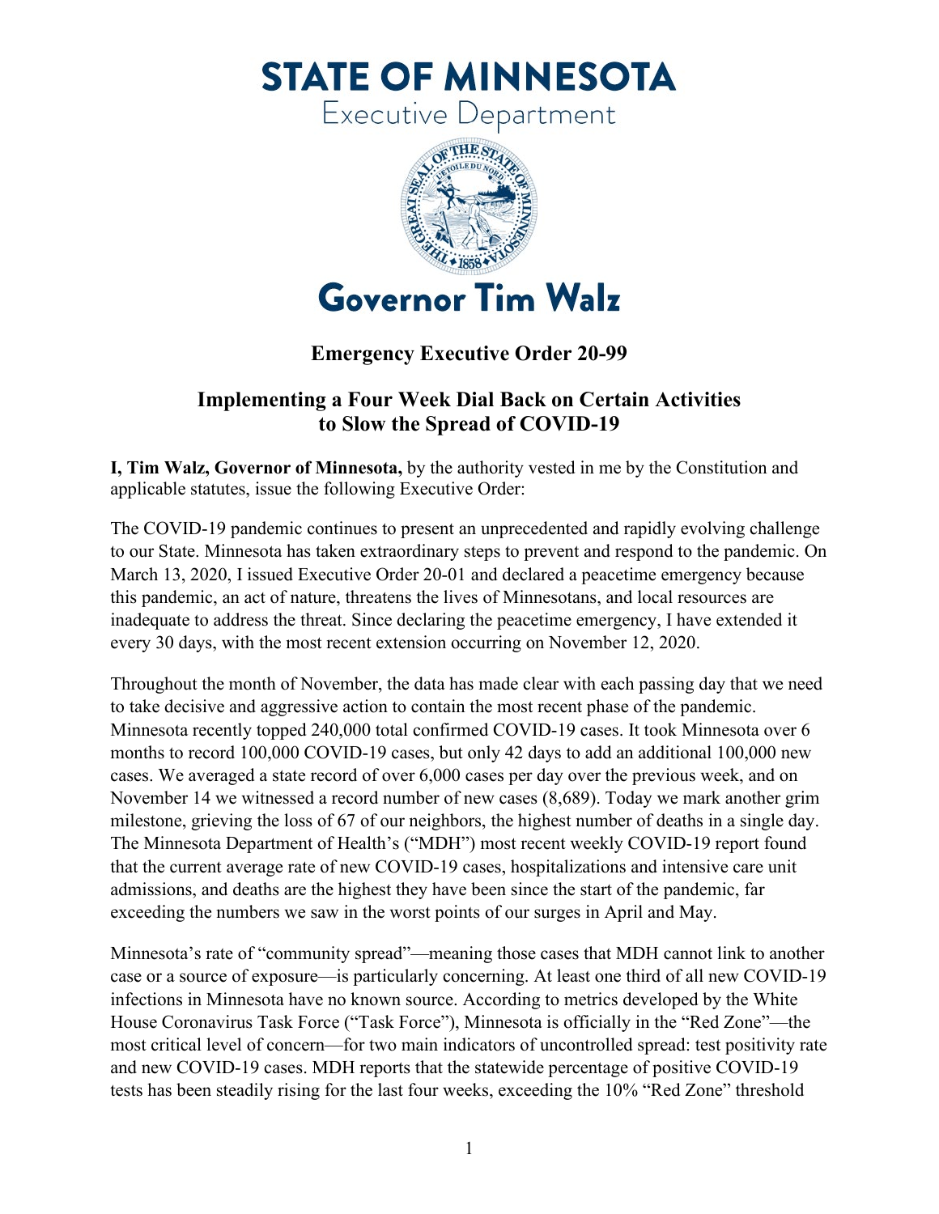# STATE OF MINNESOTA

Executive Department

# Governor Tim Walz

## Emergency Executive Order 20-99

## Implementing a Four Week Dial Back on Certain Activities to Slow the Spread of COVID-19

**I, Tim Walz, Governor of Minnesota,** by the authority vested in me by the Constitution and applicable statutes, issue the following Executive Order:

The COVID-19 pandemic continues to present an unprecedented and rapidly evolving challenge to our State. Minnesota has taken extraordinary steps to prevent and respond to the pandemic. On March 13, 2020, I issued Executive Order 20-01 and declared a peacetime emergency because this pandemic, an act of nature, threatens the lives of Minnesotans, and local resources are inadequate to address the threat. Since declaring the peacetime emergency, I have extended it every 30 days, with the most recent extension occurring on November 12, 2020.

Throughout the month of November, the data has made clear with each passing day that we need to take decisive and aggressive action to contain the most recent phase of the pandemic. Minnesota recently topped 240,000 total confirmed COVID-19 cases. It took Minnesota over 6 months to record 100,000 COVID-19 cases, but only 42 days to add an additional 100,000 new cases. We averaged a state record of over 6,000 cases per day over the previous week, and on November 14 we witnessed a record number of new cases (8,689). Today we mark another grim milestone, grieving the loss of 67 of our neighbors, the highest number of deaths in a single day. The Minnesota Department of Health's ("MDH") most recent weekly COVID-19 report found that the current average rate of new COVID-19 cases, hospitalizations and intensive care unit admissions, and deaths are the highest they have been since the start of the pandemic, far exceeding the numbers we saw in the worst points of our surges in April and May.

Minnesota's rate of "community spread"—meaning those cases that MDH cannot link to another case or a source of exposure—is particularly concerning. At least one third of all new COVID-19 infections in Minnesota have no known source. According to metrics developed by the White House Coronavirus Task Force ("Task Force"), Minnesota is officially in the "Red Zone"—the most critical level of concern—for two main indicators of uncontrolled spread: test positivity rate and new COVID-19 cases. MDH reports that the statewide percentage of positive COVID-19 tests has been steadily rising for the last four weeks, exceeding the 10% "Red Zone" threshold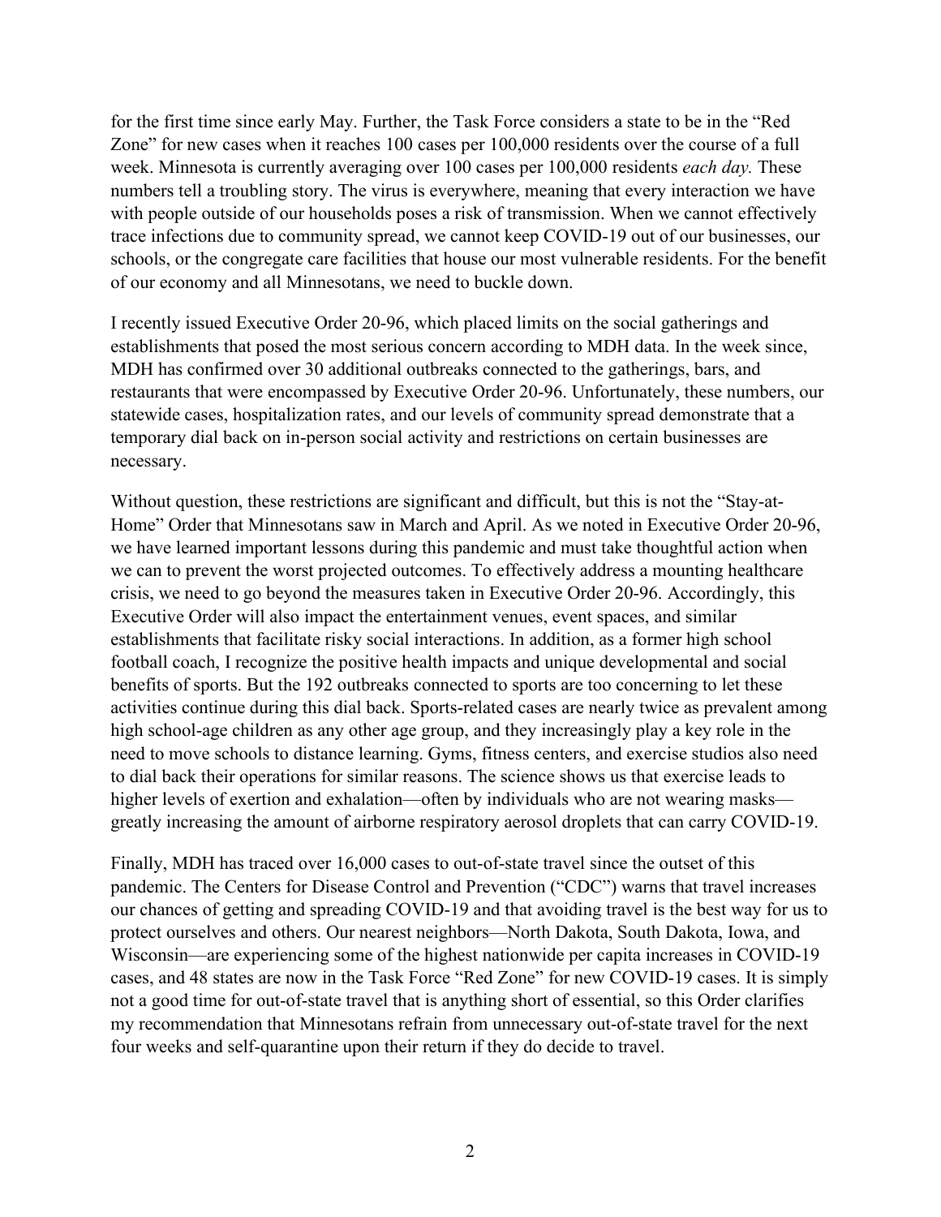for the first time since early May. Further, the Task Force considers a state to be in the "Red Zone" for new cases when it reaches 100 cases per 100,000 residents over the course of a full week. Minnesota is currently averaging over 100 cases per 100,000 residents *each day.* These numbers tell a troubling story. The virus is everywhere, meaning that every interaction we have with people outside of our households poses a risk of transmission. When we cannot effectively trace infections due to community spread, we cannot keep COVID-19 out of our businesses, our schools, or the congregate care facilities that house our most vulnerable residents. For the benefit of our economy and all Minnesotans, we need to buckle down.

I recently issued Executive Order 20-96, which placed limits on the social gatherings and establishments that posed the most serious concern according to MDH data. In the week since, MDH has confirmed over 30 additional outbreaks connected to the gatherings, bars, and restaurants that were encompassed by Executive Order 20-96. Unfortunately, these numbers, our statewide cases, hospitalization rates, and our levels of community spread demonstrate that a temporary dial back on in-person social activity and restrictions on certain businesses are necessary.

Without question, these restrictions are significant and difficult, but this is not the "Stay-at-Home" Order that Minnesotans saw in March and April. As we noted in Executive Order 20-96, we have learned important lessons during this pandemic and must take thoughtful action when we can to prevent the worst projected outcomes. To effectively address a mounting healthcare crisis, we need to go beyond the measures taken in Executive Order 20-96. Accordingly, this Executive Order will also impact the entertainment venues, event spaces, and similar establishments that facilitate risky social interactions. In addition, as a former high school football coach, I recognize the positive health impacts and unique developmental and social benefits of sports. But the 192 outbreaks connected to sports are too concerning to let these activities continue during this dial back. Sports-related cases are nearly twice as prevalent among high school-age children as any other age group, and they increasingly play a key role in the need to move schools to distance learning. Gyms, fitness centers, and exercise studios also need to dial back their operations for similar reasons. The science shows us that exercise leads to higher levels of exertion and exhalation—often by individuals who are not wearing masks—greatly increasing the amount of airborne respiratory aerosol droplets that can carry COVID-19.

Finally, MDH has traced over 16,000 cases to out-of-state travel since the outset of this pandemic. The Centers for Disease Control and Prevention ("CDC") warns that travel increases our chances of getting and spreading COVID-19 and that avoiding travel is the best way for us to protect ourselves and others. Our nearest neighbors—North Dakota, South Dakota, Iowa, and Wisconsin—are experiencing some of the highest nationwide per capita increases in COVID-19 cases, and 48 states are now in the Task Force "Red Zone" for new COVID-19 cases. It is simply not a good time for out-of-state travel that is anything short of essential, so this Order clarifies my recommendation that Minnesotans refrain from unnecessary out-of-state travel for the next four weeks and self-quarantine upon their return if they do decide to travel.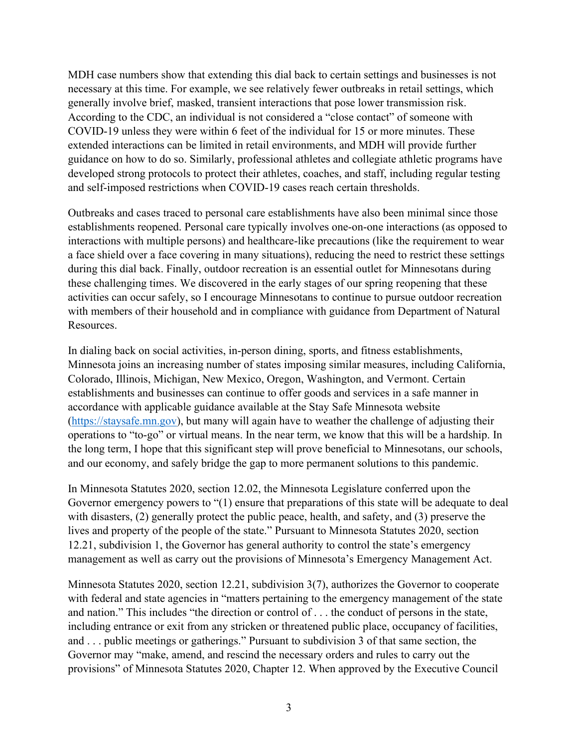MDH case numbers show that extending this dial back to certain settings and businesses is not necessary at this time. For example, we see relatively fewer outbreaks in retail settings, which generally involve brief, masked, transient interactions that pose lower transmission risk. According to the CDC, an individual is not considered a "close contact" of someone with COVID-19 unless they were within 6 feet of the individual for 15 or more minutes. These extended interactions can be limited in retail environments, and MDH will provide further guidance on how to do so. Similarly, professional athletes and collegiate athletic programs have developed strong protocols to protect their athletes, coaches, and staff, including regular testing and self-imposed restrictions when COVID-19 cases reach certain thresholds.

Outbreaks and cases traced to personal care establishments have also been minimal since those establishments reopened. Personal care typically involves one-on-one interactions (as opposed to interactions with multiple persons) and healthcare-like precautions (like the requirement to wear a face shield over a face covering in many situations), reducing the need to restrict these settings during this dial back. Finally, outdoor recreation is an essential outlet for Minnesotans during these challenging times. We discovered in the early stages of our spring reopening that these activities can occur safely, so I encourage Minnesotans to continue to pursue outdoor recreation with members of their household and in compliance with guidance from Department of Natural Resources.

In dialing back on social activities, in-person dining, sports, and fitness establishments, Minnesota joins an increasing number of states imposing similar measures, including California, Colorado, Illinois, Michigan, New Mexico, Oregon, Washington, and Vermont. Certain establishments and businesses can continue to offer goods and services in a safe manner in accordance with applicable guidance available at the Stay Safe Minnesota website (https://staysafe.mn.gov), but many will again have to weather the challenge of adjusting their operations to "to-go" or virtual means. In the near term, we know that this will be a hardship. In the long term, I hope that this significant step will prove beneficial to Minnesotans, our schools, and our economy, and safely bridge the gap to more permanent solutions to this pandemic.

In Minnesota Statutes 2020, section 12.02, the Minnesota Legislature conferred upon the Governor emergency powers to "(1) ensure that preparations of this state will be adequate to deal with disasters, (2) generally protect the public peace, health, and safety, and (3) preserve the lives and property of the people of the state." Pursuant to Minnesota Statutes 2020, section 12.21, subdivision 1, the Governor has general authority to control the state's emergency management as well as carry out the provisions of Minnesota's Emergency Management Act.

Minnesota Statutes 2020, section 12.21, subdivision 3(7), authorizes the Governor to cooperate with federal and state agencies in "matters pertaining to the emergency management of the state and nation." This includes "the direction or control of . . . the conduct of persons in the state, including entrance or exit from any stricken or threatened public place, occupancy of facilities, and . . . public meetings or gatherings." Pursuant to subdivision 3 of that same section, the Governor may "make, amend, and rescind the necessary orders and rules to carry out the provisions" of Minnesota Statutes 2020, Chapter 12. When approved by the Executive Council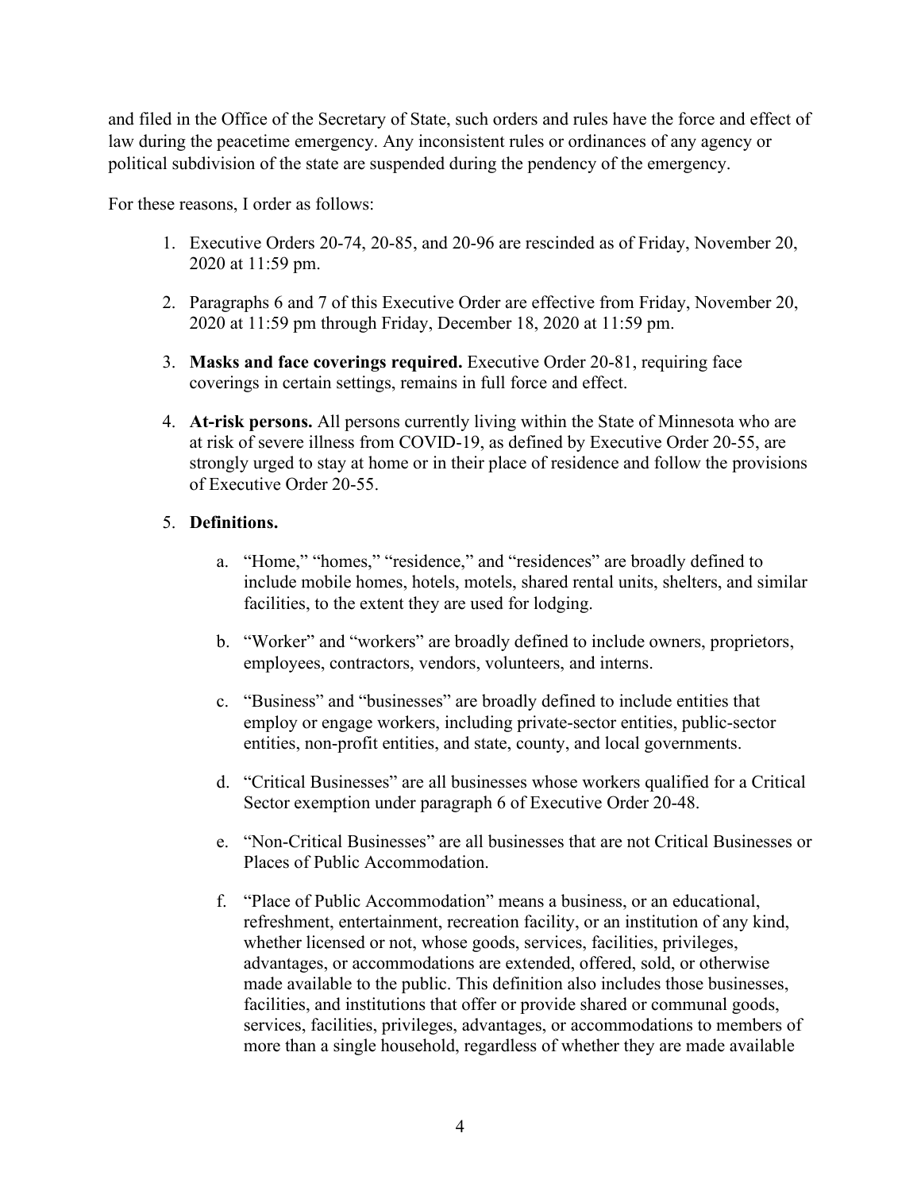and filed in the Office of the Secretary of State, such orders and rules have the force and effect of law during the peacetime emergency. Any inconsistent rules or ordinances of any agency or political subdivision of the state are suspended during the pendency of the emergency.

For these reasons, I order as follows:

1. Executive Orders 20-74, 20-85, and 20-96 are rescinded as of Friday, November 20, 2020 at 11:59 pm.

2. Paragraphs 6 and 7 of this Executive Order are effective from Friday, November 20, 2020 at 11:59 pm through Friday, December 18, 2020 at 11:59 pm.

3. **Masks and face coverings required.** Executive Order 20-81, requiring face coverings in certain settings, remains in full force and effect.

4. **At-risk persons.** All persons currently living within the State of Minnesota who are at risk of severe illness from COVID-19, as defined by Executive Order 20-55, are strongly urged to stay at home or in their place of residence and follow the provisions of Executive Order 20-55.

5. **Definitions.**

   a. "Home," "homes," "residence," and "residences" are broadly defined to include mobile homes, hotels, motels, shared rental units, shelters, and similar facilities, to the extent they are used for lodging.

   b. "Worker" and "workers" are broadly defined to include owners, proprietors, employees, contractors, vendors, volunteers, and interns.

   c. "Business" and "businesses" are broadly defined to include entities that employ or engage workers, including private-sector entities, public-sector entities, non-profit entities, and state, county, and local governments.

   d. "Critical Businesses" are all businesses whose workers qualified for a Critical Sector exemption under paragraph 6 of Executive Order 20-48.

   e. "Non-Critical Businesses" are all businesses that are not Critical Businesses or Places of Public Accommodation.

   f. "Place of Public Accommodation" means a business, or an educational, refreshment, entertainment, recreation facility, or an institution of any kind, whether licensed or not, whose goods, services, facilities, privileges, advantages, or accommodations are extended, offered, sold, or otherwise made available to the public. This definition also includes those businesses, facilities, and institutions that offer or provide shared or communal goods, services, facilities, privileges, advantages, or accommodations to members of more than a single household, regardless of whether they are made available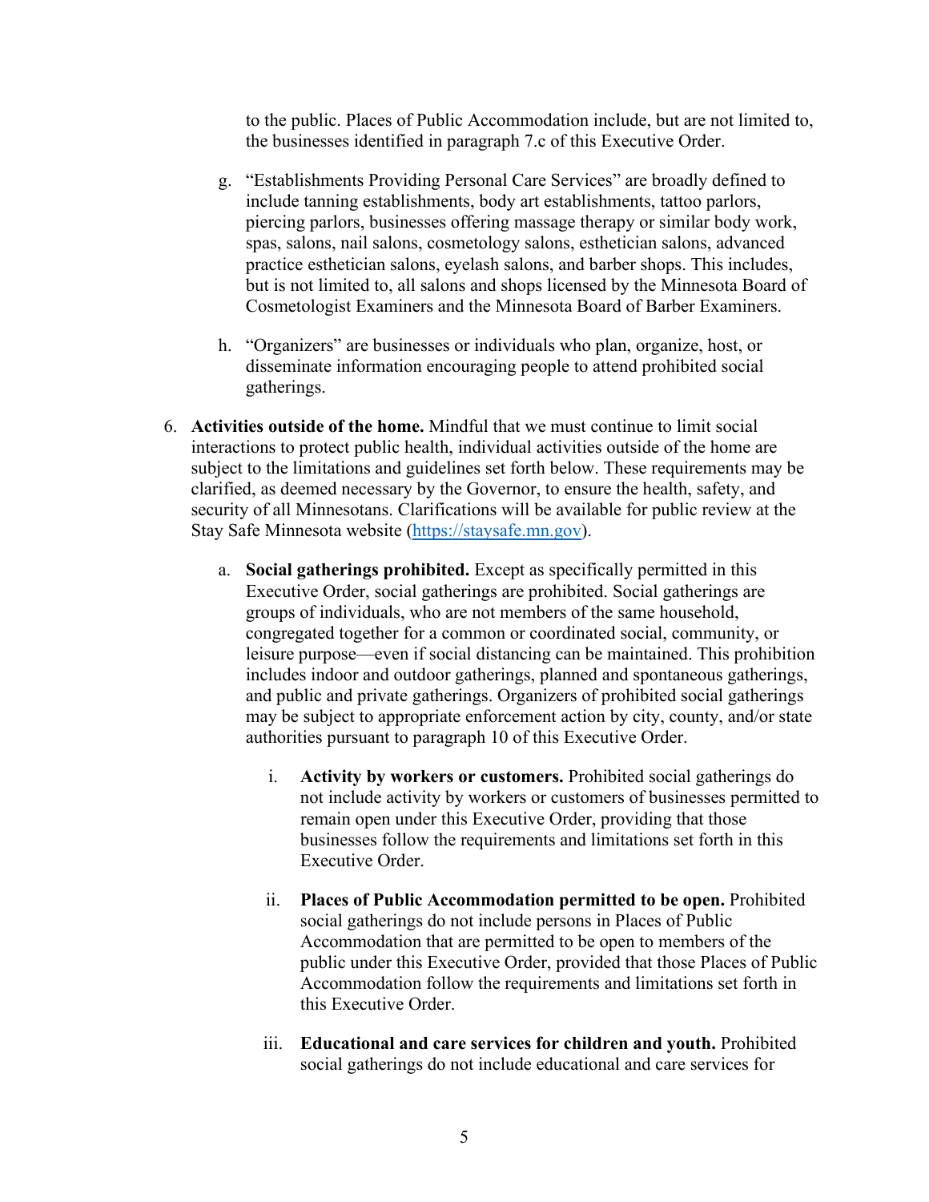to the public. Places of Public Accommodation include, but are not limited to, the businesses identified in paragraph 7.c of this Executive Order.

g. "Establishments Providing Personal Care Services" are broadly defined to include tanning establishments, body art establishments, tattoo parlors, piercing parlors, businesses offering massage therapy or similar body work, spas, salons, nail salons, cosmetology salons, esthetician salons, advanced practice esthetician salons, eyelash salons, and barber shops. This includes, but is not limited to, all salons and shops licensed by the Minnesota Board of Cosmetologist Examiners and the Minnesota Board of Barber Examiners.

h. "Organizers" are businesses or individuals who plan, organize, host, or disseminate information encouraging people to attend prohibited social gatherings.

6. **Activities outside of the home.** Mindful that we must continue to limit social interactions to protect public health, individual activities outside of the home are subject to the limitations and guidelines set forth below. These requirements may be clarified, as deemed necessary by the Governor, to ensure the health, safety, and security of all Minnesotans. Clarifications will be available for public review at the Stay Safe Minnesota website (https://staysafe.mn.gov).

   a. **Social gatherings prohibited.** Except as specifically permitted in this Executive Order, social gatherings are prohibited. Social gatherings are groups of individuals, who are not members of the same household, congregated together for a common or coordinated social, community, or leisure purpose—even if social distancing can be maintained. This prohibition includes indoor and outdoor gatherings, planned and spontaneous gatherings, and public and private gatherings. Organizers of prohibited social gatherings may be subject to appropriate enforcement action by city, county, and/or state authorities pursuant to paragraph 10 of this Executive Order.

      i. **Activity by workers or customers.** Prohibited social gatherings do not include activity by workers or customers of businesses permitted to remain open under this Executive Order, providing that those businesses follow the requirements and limitations set forth in this Executive Order.

      ii. **Places of Public Accommodation permitted to be open.** Prohibited social gatherings do not include persons in Places of Public Accommodation that are permitted to be open to members of the public under this Executive Order, provided that those Places of Public Accommodation follow the requirements and limitations set forth in this Executive Order.

      iii. **Educational and care services for children and youth.** Prohibited social gatherings do not include educational and care services for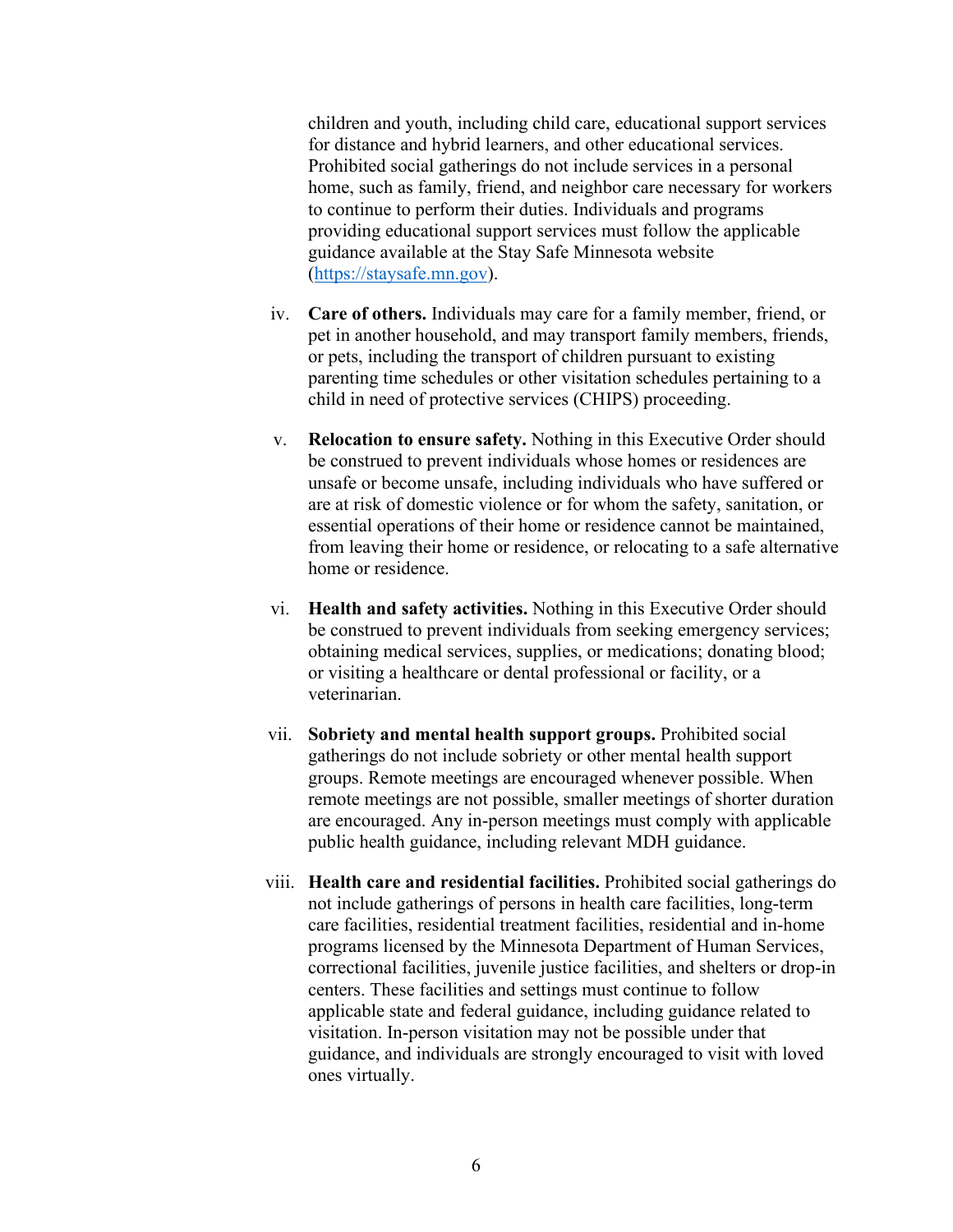children and youth, including child care, educational support services for distance and hybrid learners, and other educational services. Prohibited social gatherings do not include services in a personal home, such as family, friend, and neighbor care necessary for workers to continue to perform their duties. Individuals and programs providing educational support services must follow the applicable guidance available at the Stay Safe Minnesota website (https://staysafe.mn.gov).

iv. **Care of others.** Individuals may care for a family member, friend, or pet in another household, and may transport family members, friends, or pets, including the transport of children pursuant to existing parenting time schedules or other visitation schedules pertaining to a child in need of protective services (CHIPS) proceeding.

v. **Relocation to ensure safety.** Nothing in this Executive Order should be construed to prevent individuals whose homes or residences are unsafe or become unsafe, including individuals who have suffered or are at risk of domestic violence or for whom the safety, sanitation, or essential operations of their home or residence cannot be maintained, from leaving their home or residence, or relocating to a safe alternative home or residence.

vi. **Health and safety activities.** Nothing in this Executive Order should be construed to prevent individuals from seeking emergency services; obtaining medical services, supplies, or medications; donating blood; or visiting a healthcare or dental professional or facility, or a veterinarian.

vii. **Sobriety and mental health support groups.** Prohibited social gatherings do not include sobriety or other mental health support groups. Remote meetings are encouraged whenever possible. When remote meetings are not possible, smaller meetings of shorter duration are encouraged. Any in-person meetings must comply with applicable public health guidance, including relevant MDH guidance.

viii. **Health care and residential facilities.** Prohibited social gatherings do not include gatherings of persons in health care facilities, long-term care facilities, residential treatment facilities, residential and in-home programs licensed by the Minnesota Department of Human Services, correctional facilities, juvenile justice facilities, and shelters or drop-in centers. These facilities and settings must continue to follow applicable state and federal guidance, including guidance related to visitation. In-person visitation may not be possible under that guidance, and individuals are strongly encouraged to visit with loved ones virtually.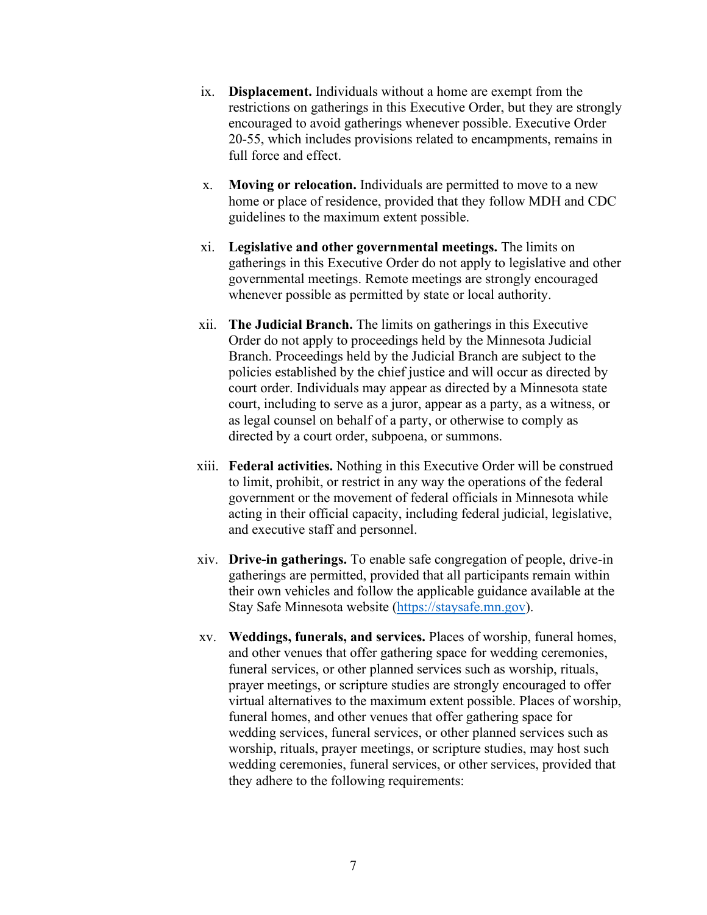ix. **Displacement.** Individuals without a home are exempt from the restrictions on gatherings in this Executive Order, but they are strongly encouraged to avoid gatherings whenever possible. Executive Order 20-55, which includes provisions related to encampments, remains in full force and effect.

x. **Moving or relocation.** Individuals are permitted to move to a new home or place of residence, provided that they follow MDH and CDC guidelines to the maximum extent possible.

xi. **Legislative and other governmental meetings.** The limits on gatherings in this Executive Order do not apply to legislative and other governmental meetings. Remote meetings are strongly encouraged whenever possible as permitted by state or local authority.

xii. **The Judicial Branch.** The limits on gatherings in this Executive Order do not apply to proceedings held by the Minnesota Judicial Branch. Proceedings held by the Judicial Branch are subject to the policies established by the chief justice and will occur as directed by court order. Individuals may appear as directed by a Minnesota state court, including to serve as a juror, appear as a party, as a witness, or as legal counsel on behalf of a party, or otherwise to comply as directed by a court order, subpoena, or summons.

xiii. **Federal activities.** Nothing in this Executive Order will be construed to limit, prohibit, or restrict in any way the operations of the federal government or the movement of federal officials in Minnesota while acting in their official capacity, including federal judicial, legislative, and executive staff and personnel.

xiv. **Drive-in gatherings.** To enable safe congregation of people, drive-in gatherings are permitted, provided that all participants remain within their own vehicles and follow the applicable guidance available at the Stay Safe Minnesota website ([https://staysafe.mn.gov](https://staysafe.mn.gov)).

xv. **Weddings, funerals, and services.** Places of worship, funeral homes, and other venues that offer gathering space for wedding ceremonies, funeral services, or other planned services such as worship, rituals, prayer meetings, or scripture studies are strongly encouraged to offer virtual alternatives to the maximum extent possible. Places of worship, funeral homes, and other venues that offer gathering space for wedding services, funeral services, or other planned services such as worship, rituals, prayer meetings, or scripture studies, may host such wedding ceremonies, funeral services, or other services, provided that they adhere to the following requirements: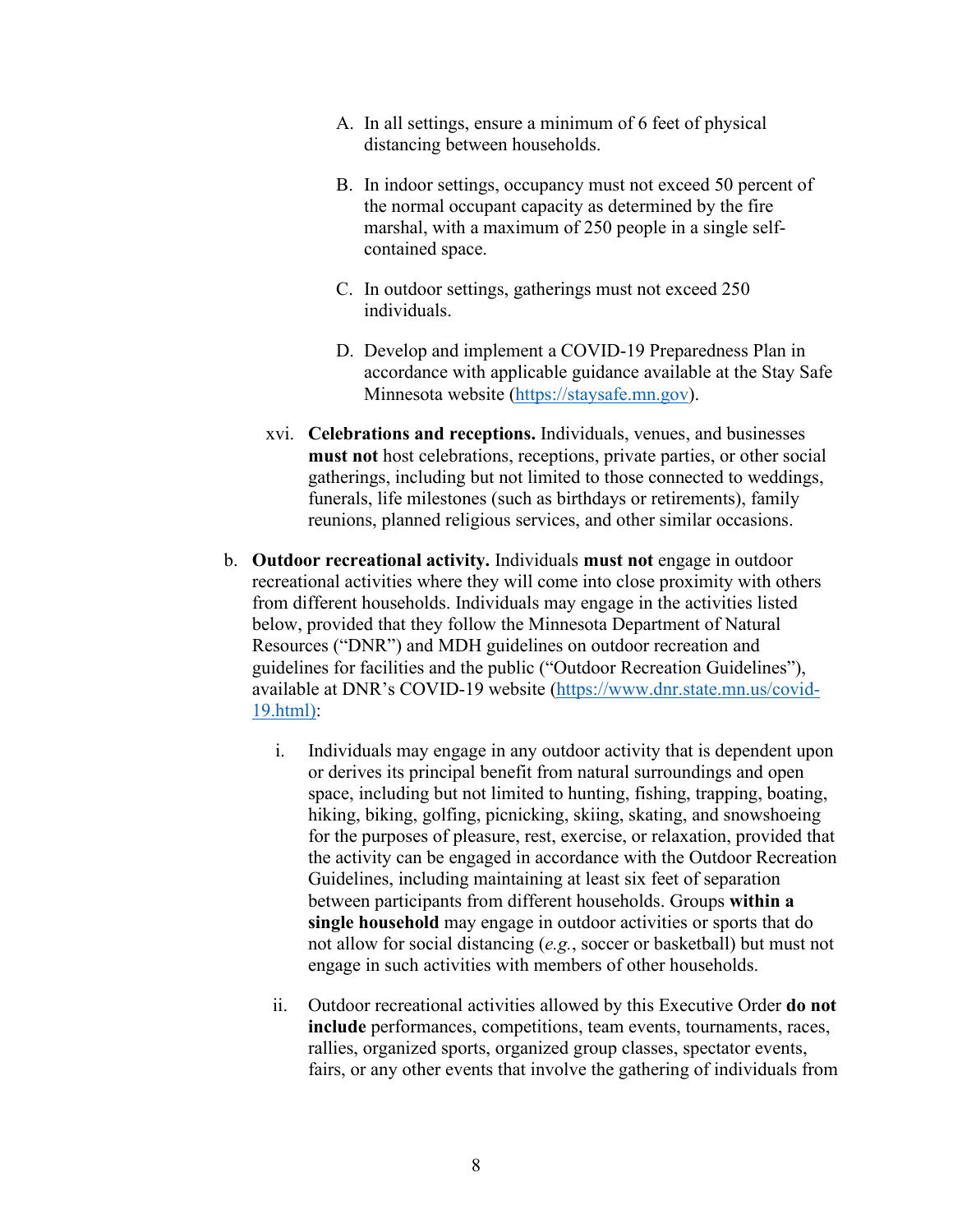A. In all settings, ensure a minimum of 6 feet of physical distancing between households.

B. In indoor settings, occupancy must not exceed 50 percent of the normal occupant capacity as determined by the fire marshal, with a maximum of 250 people in a single self-contained space.

C. In outdoor settings, gatherings must not exceed 250 individuals.

D. Develop and implement a COVID-19 Preparedness Plan in accordance with applicable guidance available at the Stay Safe Minnesota website (https://staysafe.mn.gov).

xvi. **Celebrations and receptions.** Individuals, venues, and businesses **must not** host celebrations, receptions, private parties, or other social gatherings, including but not limited to those connected to weddings, funerals, life milestones (such as birthdays or retirements), family reunions, planned religious services, and other similar occasions.

b. **Outdoor recreational activity.** Individuals **must not** engage in outdoor recreational activities where they will come into close proximity with others from different households. Individuals may engage in the activities listed below, provided that they follow the Minnesota Department of Natural Resources ("DNR") and MDH guidelines on outdoor recreation and guidelines for facilities and the public ("Outdoor Recreation Guidelines"), available at DNR's COVID-19 website (https://www.dnr.state.mn.us/covid-19.html):

i. Individuals may engage in any outdoor activity that is dependent upon or derives its principal benefit from natural surroundings and open space, including but not limited to hunting, fishing, trapping, boating, hiking, biking, golfing, picnicking, skiing, skating, and snowshoeing for the purposes of pleasure, rest, exercise, or relaxation, provided that the activity can be engaged in accordance with the Outdoor Recreation Guidelines, including maintaining at least six feet of separation between participants from different households. Groups **within a single household** may engage in outdoor activities or sports that do not allow for social distancing (*e.g.*, soccer or basketball) but must not engage in such activities with members of other households.

ii. Outdoor recreational activities allowed by this Executive Order **do not include** performances, competitions, team events, tournaments, races, rallies, organized sports, organized group classes, spectator events, fairs, or any other events that involve the gathering of individuals from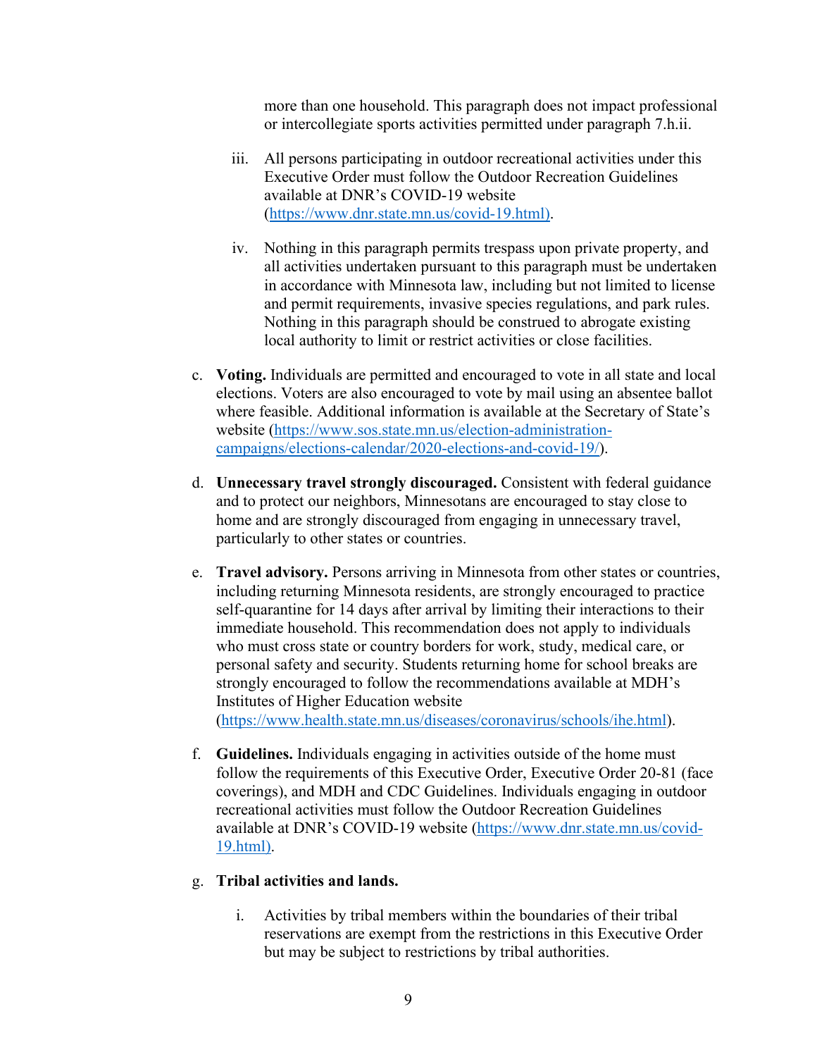more than one household. This paragraph does not impact professional or intercollegiate sports activities permitted under paragraph 7.h.ii.

iii. All persons participating in outdoor recreational activities under this Executive Order must follow the Outdoor Recreation Guidelines available at DNR's COVID-19 website (https://www.dnr.state.mn.us/covid-19.html).

iv. Nothing in this paragraph permits trespass upon private property, and all activities undertaken pursuant to this paragraph must be undertaken in accordance with Minnesota law, including but not limited to license and permit requirements, invasive species regulations, and park rules. Nothing in this paragraph should be construed to abrogate existing local authority to limit or restrict activities or close facilities.

c. **Voting.** Individuals are permitted and encouraged to vote in all state and local elections. Voters are also encouraged to vote by mail using an absentee ballot where feasible. Additional information is available at the Secretary of State's website (https://www.sos.state.mn.us/election-administration-campaigns/elections-calendar/2020-elections-and-covid-19/).

d. **Unnecessary travel strongly discouraged.** Consistent with federal guidance and to protect our neighbors, Minnesotans are encouraged to stay close to home and are strongly discouraged from engaging in unnecessary travel, particularly to other states or countries.

e. **Travel advisory.** Persons arriving in Minnesota from other states or countries, including returning Minnesota residents, are strongly encouraged to practice self-quarantine for 14 days after arrival by limiting their interactions to their immediate household. This recommendation does not apply to individuals who must cross state or country borders for work, study, medical care, or personal safety and security. Students returning home for school breaks are strongly encouraged to follow the recommendations available at MDH's Institutes of Higher Education website (https://www.health.state.mn.us/diseases/coronavirus/schools/ihe.html).

f. **Guidelines.** Individuals engaging in activities outside of the home must follow the requirements of this Executive Order, Executive Order 20-81 (face coverings), and MDH and CDC Guidelines. Individuals engaging in outdoor recreational activities must follow the Outdoor Recreation Guidelines available at DNR's COVID-19 website (https://www.dnr.state.mn.us/covid-19.html).

g. **Tribal activities and lands.**

i. Activities by tribal members within the boundaries of their tribal reservations are exempt from the restrictions in this Executive Order but may be subject to restrictions by tribal authorities.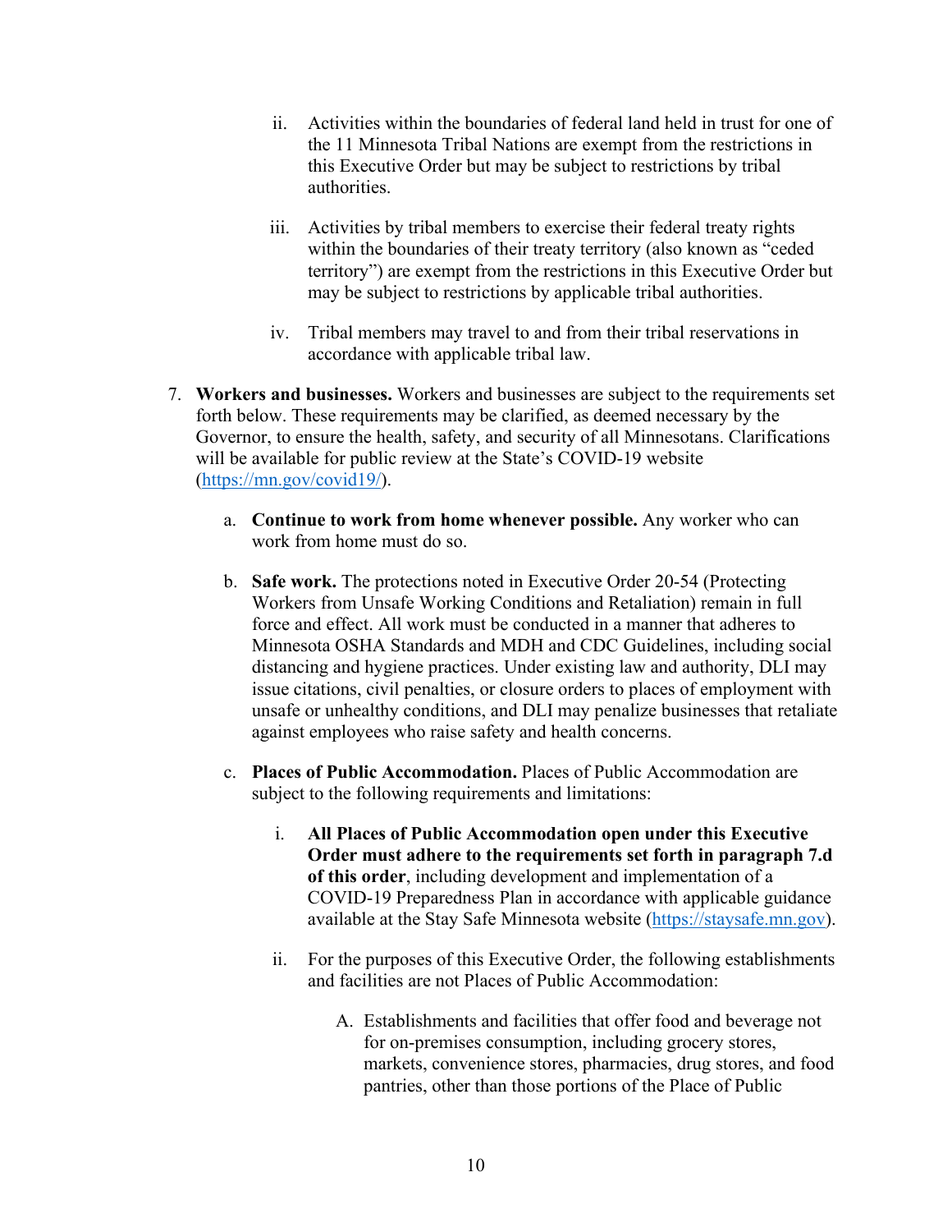ii. Activities within the boundaries of federal land held in trust for one of the 11 Minnesota Tribal Nations are exempt from the restrictions in this Executive Order but may be subject to restrictions by tribal authorities.

iii. Activities by tribal members to exercise their federal treaty rights within the boundaries of their treaty territory (also known as "ceded territory") are exempt from the restrictions in this Executive Order but may be subject to restrictions by applicable tribal authorities.

iv. Tribal members may travel to and from their tribal reservations in accordance with applicable tribal law.

7. **Workers and businesses.** Workers and businesses are subject to the requirements set forth below. These requirements may be clarified, as deemed necessary by the Governor, to ensure the health, safety, and security of all Minnesotans. Clarifications will be available for public review at the State's COVID-19 website (https://mn.gov/covid19/).

   a. **Continue to work from home whenever possible.** Any worker who can work from home must do so.

   b. **Safe work.** The protections noted in Executive Order 20-54 (Protecting Workers from Unsafe Working Conditions and Retaliation) remain in full force and effect. All work must be conducted in a manner that adheres to Minnesota OSHA Standards and MDH and CDC Guidelines, including social distancing and hygiene practices. Under existing law and authority, DLI may issue citations, civil penalties, or closure orders to places of employment with unsafe or unhealthy conditions, and DLI may penalize businesses that retaliate against employees who raise safety and health concerns.

   c. **Places of Public Accommodation.** Places of Public Accommodation are subject to the following requirements and limitations:

      i. **All Places of Public Accommodation open under this Executive Order must adhere to the requirements set forth in paragraph 7.d of this order**, including development and implementation of a COVID-19 Preparedness Plan in accordance with applicable guidance available at the Stay Safe Minnesota website (https://staysafe.mn.gov).

      ii. For the purposes of this Executive Order, the following establishments and facilities are not Places of Public Accommodation:

         A. Establishments and facilities that offer food and beverage not for on-premises consumption, including grocery stores, markets, convenience stores, pharmacies, drug stores, and food pantries, other than those portions of the Place of Public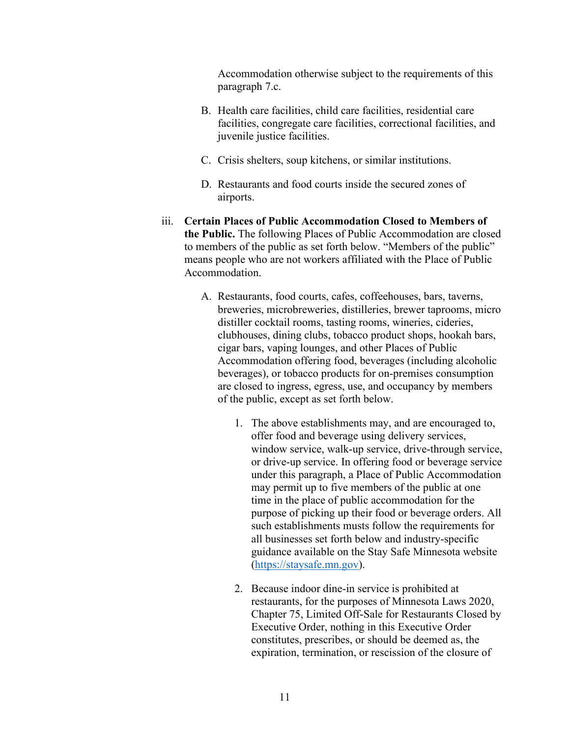Accommodation otherwise subject to the requirements of this paragraph 7.c.

B. Health care facilities, child care facilities, residential care facilities, congregate care facilities, correctional facilities, and juvenile justice facilities.

C. Crisis shelters, soup kitchens, or similar institutions.

D. Restaurants and food courts inside the secured zones of airports.

iii. **Certain Places of Public Accommodation Closed to Members of the Public.** The following Places of Public Accommodation are closed to members of the public as set forth below. "Members of the public" means people who are not workers affiliated with the Place of Public Accommodation.

A. Restaurants, food courts, cafes, coffeehouses, bars, taverns, breweries, microbreweries, distilleries, brewer taprooms, micro distiller cocktail rooms, tasting rooms, wineries, cideries, clubhouses, dining clubs, tobacco product shops, hookah bars, cigar bars, vaping lounges, and other Places of Public Accommodation offering food, beverages (including alcoholic beverages), or tobacco products for on-premises consumption are closed to ingress, egress, use, and occupancy by members of the public, except as set forth below.

1. The above establishments may, and are encouraged to, offer food and beverage using delivery services, window service, walk-up service, drive-through service, or drive-up service. In offering food or beverage service under this paragraph, a Place of Public Accommodation may permit up to five members of the public at one time in the place of public accommodation for the purpose of picking up their food or beverage orders. All such establishments musts follow the requirements for all businesses set forth below and industry-specific guidance available on the Stay Safe Minnesota website (https://staysafe.mn.gov).

2. Because indoor dine-in service is prohibited at restaurants, for the purposes of Minnesota Laws 2020, Chapter 75, Limited Off-Sale for Restaurants Closed by Executive Order, nothing in this Executive Order constitutes, prescribes, or should be deemed as, the expiration, termination, or rescission of the closure of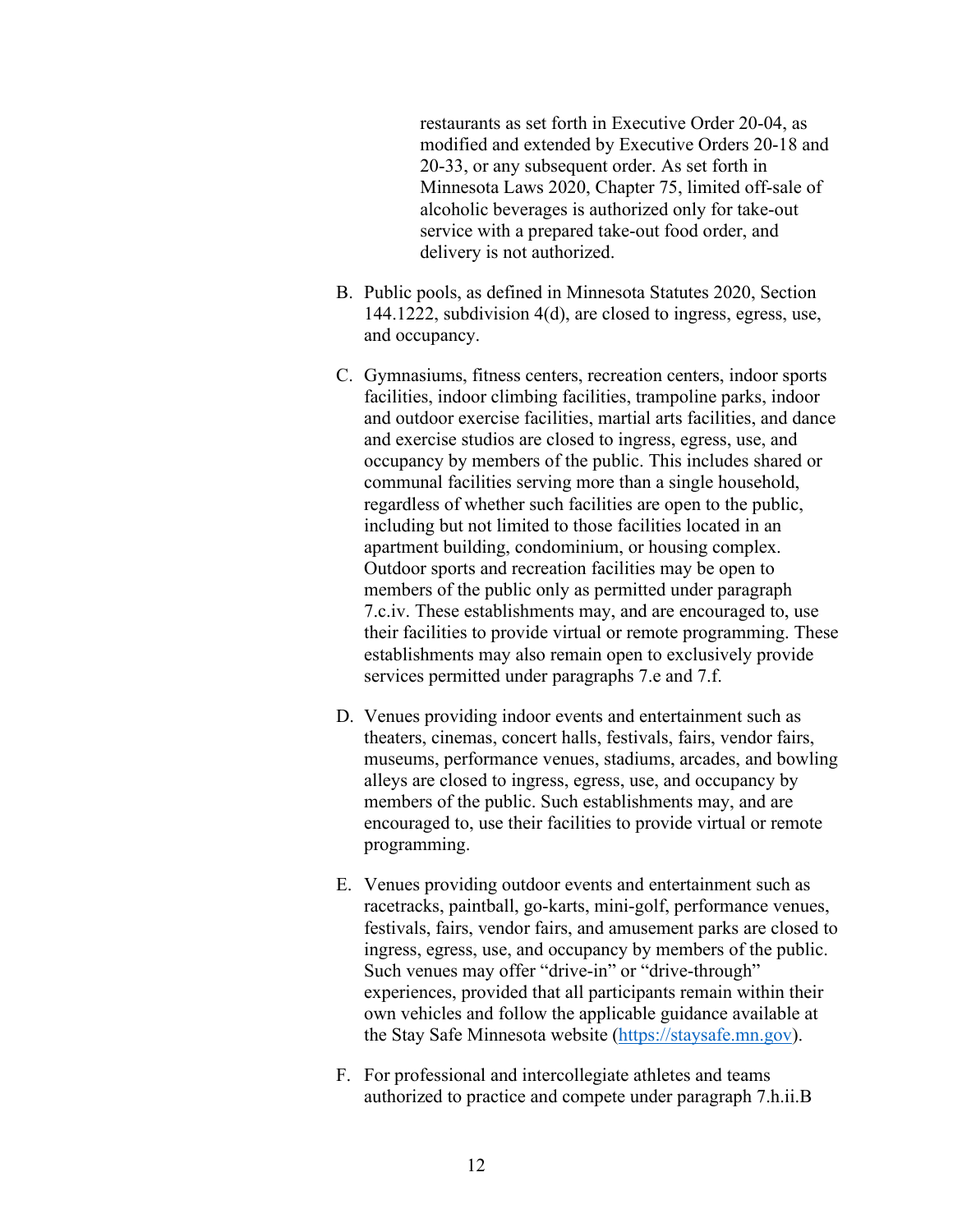restaurants as set forth in Executive Order 20-04, as modified and extended by Executive Orders 20-18 and 20-33, or any subsequent order. As set forth in Minnesota Laws 2020, Chapter 75, limited off-sale of alcoholic beverages is authorized only for take-out service with a prepared take-out food order, and delivery is not authorized.

B. Public pools, as defined in Minnesota Statutes 2020, Section 144.1222, subdivision 4(d), are closed to ingress, egress, use, and occupancy.

C. Gymnasiums, fitness centers, recreation centers, indoor sports facilities, indoor climbing facilities, trampoline parks, indoor and outdoor exercise facilities, martial arts facilities, and dance and exercise studios are closed to ingress, egress, use, and occupancy by members of the public. This includes shared or communal facilities serving more than a single household, regardless of whether such facilities are open to the public, including but not limited to those facilities located in an apartment building, condominium, or housing complex. Outdoor sports and recreation facilities may be open to members of the public only as permitted under paragraph 7.c.iv. These establishments may, and are encouraged to, use their facilities to provide virtual or remote programming. These establishments may also remain open to exclusively provide services permitted under paragraphs 7.e and 7.f.

D. Venues providing indoor events and entertainment such as theaters, cinemas, concert halls, festivals, fairs, vendor fairs, museums, performance venues, stadiums, arcades, and bowling alleys are closed to ingress, egress, use, and occupancy by members of the public. Such establishments may, and are encouraged to, use their facilities to provide virtual or remote programming.

E. Venues providing outdoor events and entertainment such as racetracks, paintball, go-karts, mini-golf, performance venues, festivals, fairs, vendor fairs, and amusement parks are closed to ingress, egress, use, and occupancy by members of the public. Such venues may offer "drive-in" or "drive-through" experiences, provided that all participants remain within their own vehicles and follow the applicable guidance available at the Stay Safe Minnesota website (https://staysafe.mn.gov).

F. For professional and intercollegiate athletes and teams authorized to practice and compete under paragraph 7.h.ii.B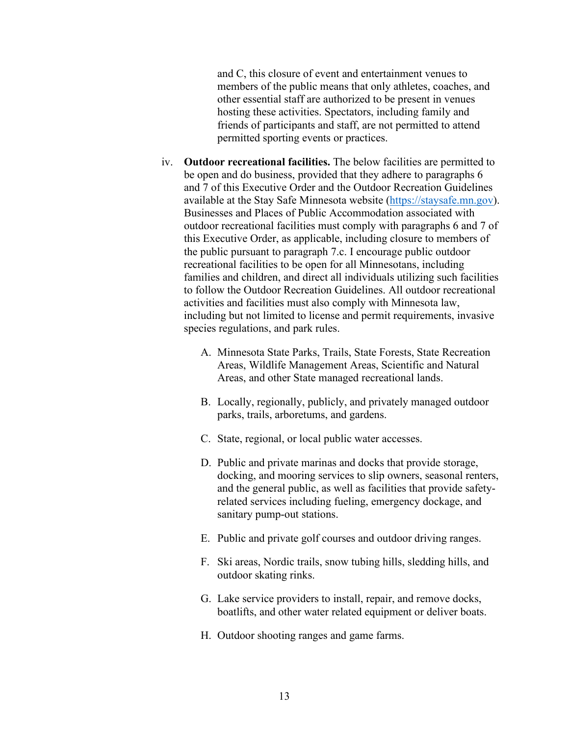and C, this closure of event and entertainment venues to members of the public means that only athletes, coaches, and other essential staff are authorized to be present in venues hosting these activities. Spectators, including family and friends of participants and staff, are not permitted to attend permitted sporting events or practices.

iv. **Outdoor recreational facilities.** The below facilities are permitted to be open and do business, provided that they adhere to paragraphs 6 and 7 of this Executive Order and the Outdoor Recreation Guidelines available at the Stay Safe Minnesota website (https://staysafe.mn.gov). Businesses and Places of Public Accommodation associated with outdoor recreational facilities must comply with paragraphs 6 and 7 of this Executive Order, as applicable, including closure to members of the public pursuant to paragraph 7.c. I encourage public outdoor recreational facilities to be open for all Minnesotans, including families and children, and direct all individuals utilizing such facilities to follow the Outdoor Recreation Guidelines. All outdoor recreational activities and facilities must also comply with Minnesota law, including but not limited to license and permit requirements, invasive species regulations, and park rules.

   A. Minnesota State Parks, Trails, State Forests, State Recreation Areas, Wildlife Management Areas, Scientific and Natural Areas, and other State managed recreational lands.

   B. Locally, regionally, publicly, and privately managed outdoor parks, trails, arboretums, and gardens.

   C. State, regional, or local public water accesses.

   D. Public and private marinas and docks that provide storage, docking, and mooring services to slip owners, seasonal renters, and the general public, as well as facilities that provide safety-related services including fueling, emergency dockage, and sanitary pump-out stations.

   E. Public and private golf courses and outdoor driving ranges.

   F. Ski areas, Nordic trails, snow tubing hills, sledding hills, and outdoor skating rinks.

   G. Lake service providers to install, repair, and remove docks, boatlifts, and other water related equipment or deliver boats.

   H. Outdoor shooting ranges and game farms.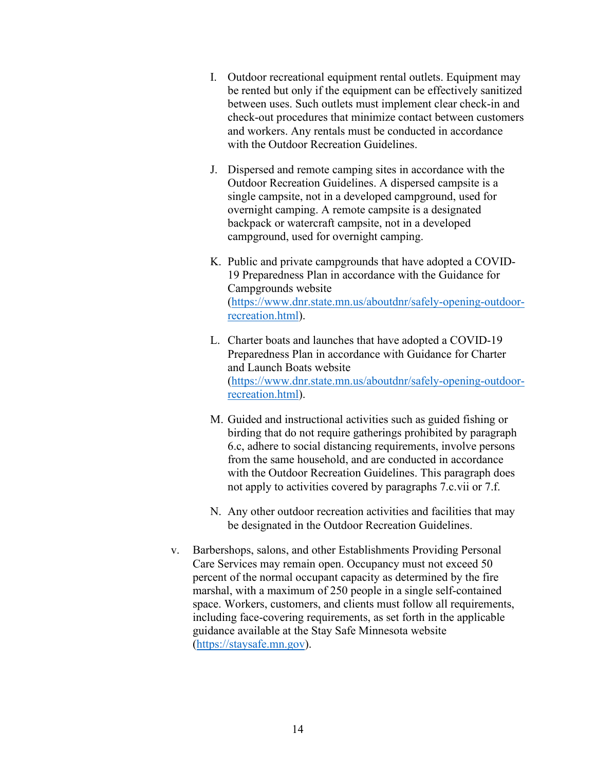I. Outdoor recreational equipment rental outlets. Equipment may be rented but only if the equipment can be effectively sanitized between uses. Such outlets must implement clear check-in and check-out procedures that minimize contact between customers and workers. Any rentals must be conducted in accordance with the Outdoor Recreation Guidelines.

J. Dispersed and remote camping sites in accordance with the Outdoor Recreation Guidelines. A dispersed campsite is a single campsite, not in a developed campground, used for overnight camping. A remote campsite is a designated backpack or watercraft campsite, not in a developed campground, used for overnight camping.

K. Public and private campgrounds that have adopted a COVID-19 Preparedness Plan in accordance with the Guidance for Campgrounds website (https://www.dnr.state.mn.us/aboutdnr/safely-opening-outdoor-recreation.html).

L. Charter boats and launches that have adopted a COVID-19 Preparedness Plan in accordance with Guidance for Charter and Launch Boats website (https://www.dnr.state.mn.us/aboutdnr/safely-opening-outdoor-recreation.html).

M. Guided and instructional activities such as guided fishing or birding that do not require gatherings prohibited by paragraph 6.c, adhere to social distancing requirements, involve persons from the same household, and are conducted in accordance with the Outdoor Recreation Guidelines. This paragraph does not apply to activities covered by paragraphs 7.c.vii or 7.f.

N. Any other outdoor recreation activities and facilities that may be designated in the Outdoor Recreation Guidelines.

v. Barbershops, salons, and other Establishments Providing Personal Care Services may remain open. Occupancy must not exceed 50 percent of the normal occupant capacity as determined by the fire marshal, with a maximum of 250 people in a single self-contained space. Workers, customers, and clients must follow all requirements, including face-covering requirements, as set forth in the applicable guidance available at the Stay Safe Minnesota website (https://staysafe.mn.gov).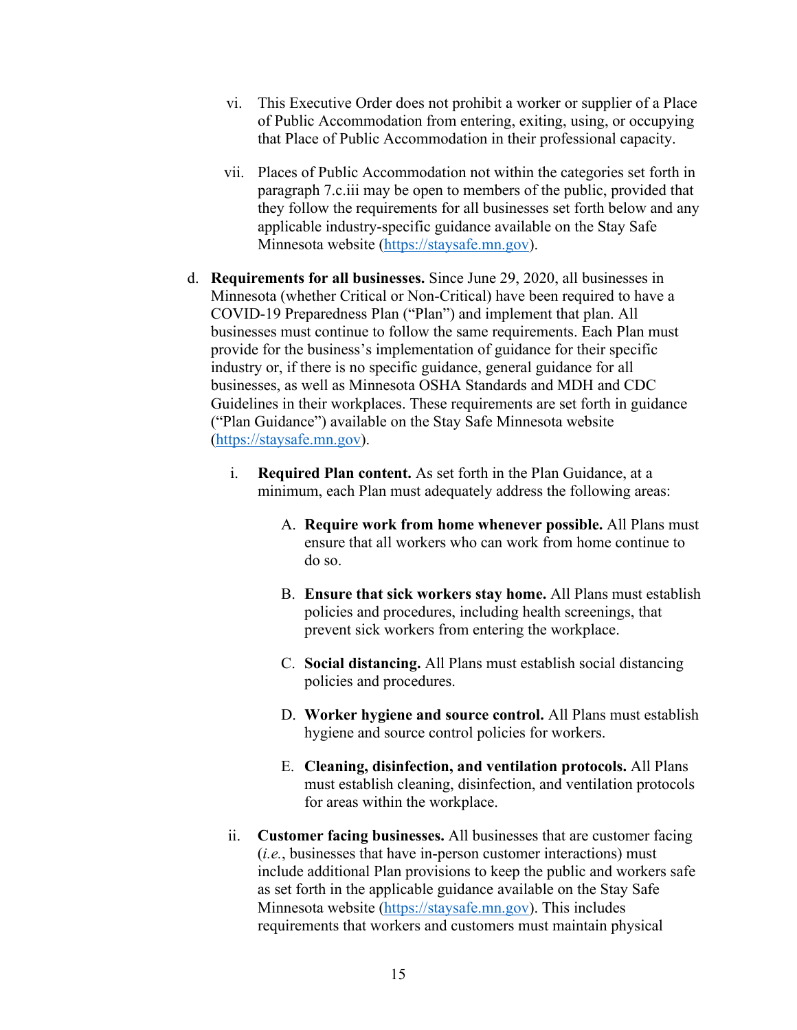vi. This Executive Order does not prohibit a worker or supplier of a Place of Public Accommodation from entering, exiting, using, or occupying that Place of Public Accommodation in their professional capacity.

vii. Places of Public Accommodation not within the categories set forth in paragraph 7.c.iii may be open to members of the public, provided that they follow the requirements for all businesses set forth below and any applicable industry-specific guidance available on the Stay Safe Minnesota website (https://staysafe.mn.gov).

d. **Requirements for all businesses.** Since June 29, 2020, all businesses in Minnesota (whether Critical or Non-Critical) have been required to have a COVID-19 Preparedness Plan ("Plan") and implement that plan. All businesses must continue to follow the same requirements. Each Plan must provide for the business's implementation of guidance for their specific industry or, if there is no specific guidance, general guidance for all businesses, as well as Minnesota OSHA Standards and MDH and CDC Guidelines in their workplaces. These requirements are set forth in guidance ("Plan Guidance") available on the Stay Safe Minnesota website (https://staysafe.mn.gov).

i. **Required Plan content.** As set forth in the Plan Guidance, at a minimum, each Plan must adequately address the following areas:

A. **Require work from home whenever possible.** All Plans must ensure that all workers who can work from home continue to do so.

B. **Ensure that sick workers stay home.** All Plans must establish policies and procedures, including health screenings, that prevent sick workers from entering the workplace.

C. **Social distancing.** All Plans must establish social distancing policies and procedures.

D. **Worker hygiene and source control.** All Plans must establish hygiene and source control policies for workers.

E. **Cleaning, disinfection, and ventilation protocols.** All Plans must establish cleaning, disinfection, and ventilation protocols for areas within the workplace.

ii. **Customer facing businesses.** All businesses that are customer facing (*i.e.*, businesses that have in-person customer interactions) must include additional Plan provisions to keep the public and workers safe as set forth in the applicable guidance available on the Stay Safe Minnesota website (https://staysafe.mn.gov). This includes requirements that workers and customers must maintain physical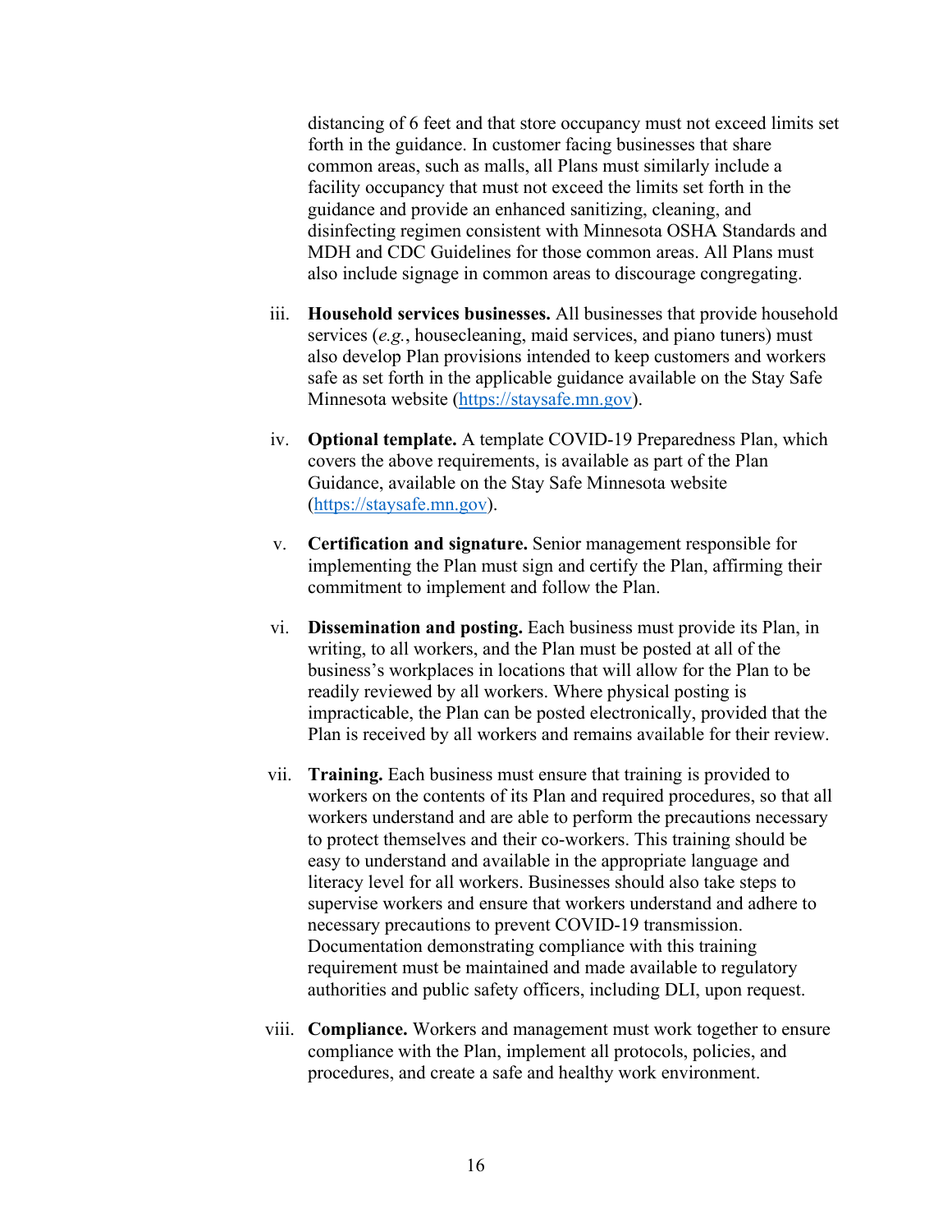distancing of 6 feet and that store occupancy must not exceed limits set forth in the guidance. In customer facing businesses that share common areas, such as malls, all Plans must similarly include a facility occupancy that must not exceed the limits set forth in the guidance and provide an enhanced sanitizing, cleaning, and disinfecting regimen consistent with Minnesota OSHA Standards and MDH and CDC Guidelines for those common areas. All Plans must also include signage in common areas to discourage congregating.

iii. **Household services businesses.** All businesses that provide household services (*e.g.*, housecleaning, maid services, and piano tuners) must also develop Plan provisions intended to keep customers and workers safe as set forth in the applicable guidance available on the Stay Safe Minnesota website (https://staysafe.mn.gov).

iv. **Optional template.** A template COVID-19 Preparedness Plan, which covers the above requirements, is available as part of the Plan Guidance, available on the Stay Safe Minnesota website (https://staysafe.mn.gov).

v. **Certification and signature.** Senior management responsible for implementing the Plan must sign and certify the Plan, affirming their commitment to implement and follow the Plan.

vi. **Dissemination and posting.** Each business must provide its Plan, in writing, to all workers, and the Plan must be posted at all of the business's workplaces in locations that will allow for the Plan to be readily reviewed by all workers. Where physical posting is impracticable, the Plan can be posted electronically, provided that the Plan is received by all workers and remains available for their review.

vii. **Training.** Each business must ensure that training is provided to workers on the contents of its Plan and required procedures, so that all workers understand and are able to perform the precautions necessary to protect themselves and their co-workers. This training should be easy to understand and available in the appropriate language and literacy level for all workers. Businesses should also take steps to supervise workers and ensure that workers understand and adhere to necessary precautions to prevent COVID-19 transmission. Documentation demonstrating compliance with this training requirement must be maintained and made available to regulatory authorities and public safety officers, including DLI, upon request.

viii. **Compliance.** Workers and management must work together to ensure compliance with the Plan, implement all protocols, policies, and procedures, and create a safe and healthy work environment.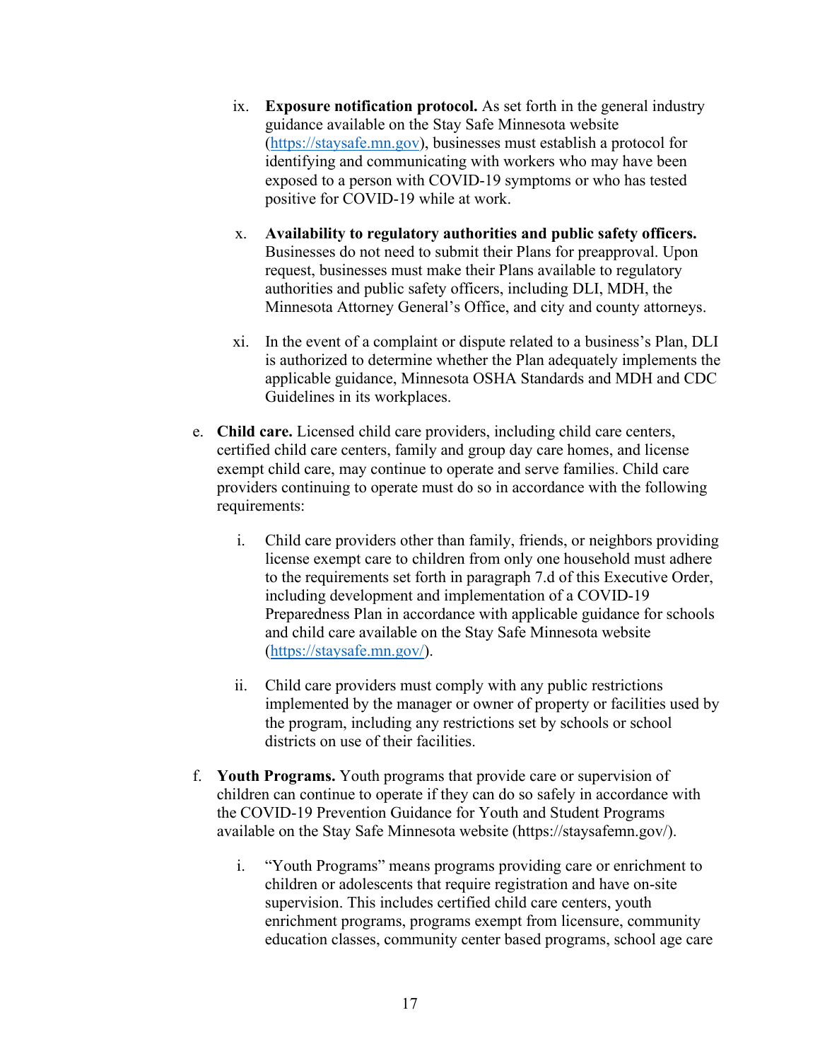ix. **Exposure notification protocol.** As set forth in the general industry guidance available on the Stay Safe Minnesota website (https://staysafe.mn.gov), businesses must establish a protocol for identifying and communicating with workers who may have been exposed to a person with COVID-19 symptoms or who has tested positive for COVID-19 while at work.

x. **Availability to regulatory authorities and public safety officers.** Businesses do not need to submit their Plans for preapproval. Upon request, businesses must make their Plans available to regulatory authorities and public safety officers, including DLI, MDH, the Minnesota Attorney General's Office, and city and county attorneys.

xi. In the event of a complaint or dispute related to a business's Plan, DLI is authorized to determine whether the Plan adequately implements the applicable guidance, Minnesota OSHA Standards and MDH and CDC Guidelines in its workplaces.

e. **Child care.** Licensed child care providers, including child care centers, certified child care centers, family and group day care homes, and license exempt child care, may continue to operate and serve families. Child care providers continuing to operate must do so in accordance with the following requirements:

   i. Child care providers other than family, friends, or neighbors providing license exempt care to children from only one household must adhere to the requirements set forth in paragraph 7.d of this Executive Order, including development and implementation of a COVID-19 Preparedness Plan in accordance with applicable guidance for schools and child care available on the Stay Safe Minnesota website (https://staysafe.mn.gov/).

   ii. Child care providers must comply with any public restrictions implemented by the manager or owner of property or facilities used by the program, including any restrictions set by schools or school districts on use of their facilities.

f. **Youth Programs.** Youth programs that provide care or supervision of children can continue to operate if they can do so safely in accordance with the COVID-19 Prevention Guidance for Youth and Student Programs available on the Stay Safe Minnesota website (https://staysafemn.gov/).

   i. "Youth Programs" means programs providing care or enrichment to children or adolescents that require registration and have on-site supervision. This includes certified child care centers, youth enrichment programs, programs exempt from licensure, community education classes, community center based programs, school age care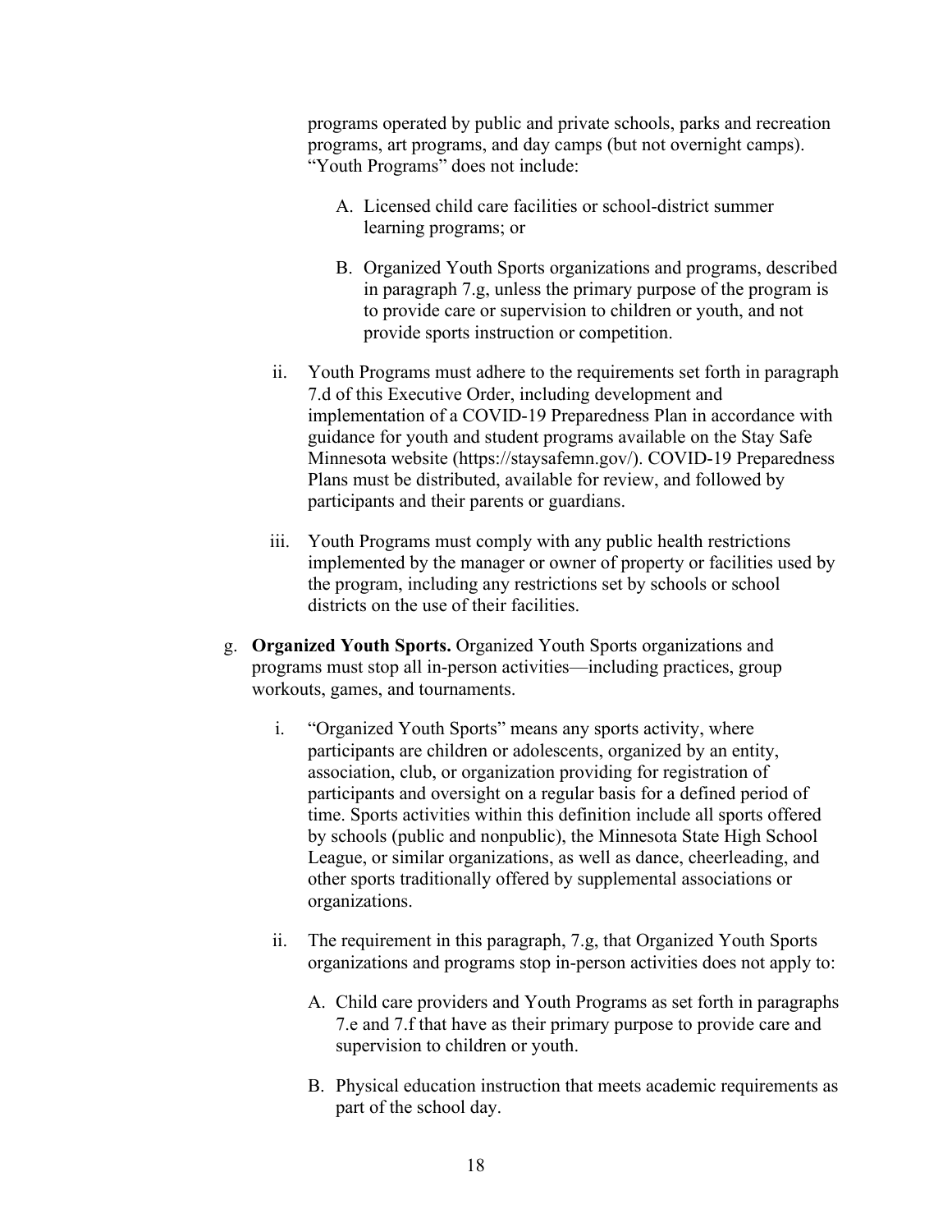programs operated by public and private schools, parks and recreation programs, art programs, and day camps (but not overnight camps). "Youth Programs" does not include:

A. Licensed child care facilities or school-district summer learning programs; or

B. Organized Youth Sports organizations and programs, described in paragraph 7.g, unless the primary purpose of the program is to provide care or supervision to children or youth, and not provide sports instruction or competition.

ii. Youth Programs must adhere to the requirements set forth in paragraph 7.d of this Executive Order, including development and implementation of a COVID-19 Preparedness Plan in accordance with guidance for youth and student programs available on the Stay Safe Minnesota website (https://staysafemn.gov/). COVID-19 Preparedness Plans must be distributed, available for review, and followed by participants and their parents or guardians.

iii. Youth Programs must comply with any public health restrictions implemented by the manager or owner of property or facilities used by the program, including any restrictions set by schools or school districts on the use of their facilities.

g. **Organized Youth Sports.** Organized Youth Sports organizations and programs must stop all in-person activities—including practices, group workouts, games, and tournaments.

i. "Organized Youth Sports" means any sports activity, where participants are children or adolescents, organized by an entity, association, club, or organization providing for registration of participants and oversight on a regular basis for a defined period of time. Sports activities within this definition include all sports offered by schools (public and nonpublic), the Minnesota State High School League, or similar organizations, as well as dance, cheerleading, and other sports traditionally offered by supplemental associations or organizations.

ii. The requirement in this paragraph, 7.g, that Organized Youth Sports organizations and programs stop in-person activities does not apply to:

A. Child care providers and Youth Programs as set forth in paragraphs 7.e and 7.f that have as their primary purpose to provide care and supervision to children or youth.

B. Physical education instruction that meets academic requirements as part of the school day.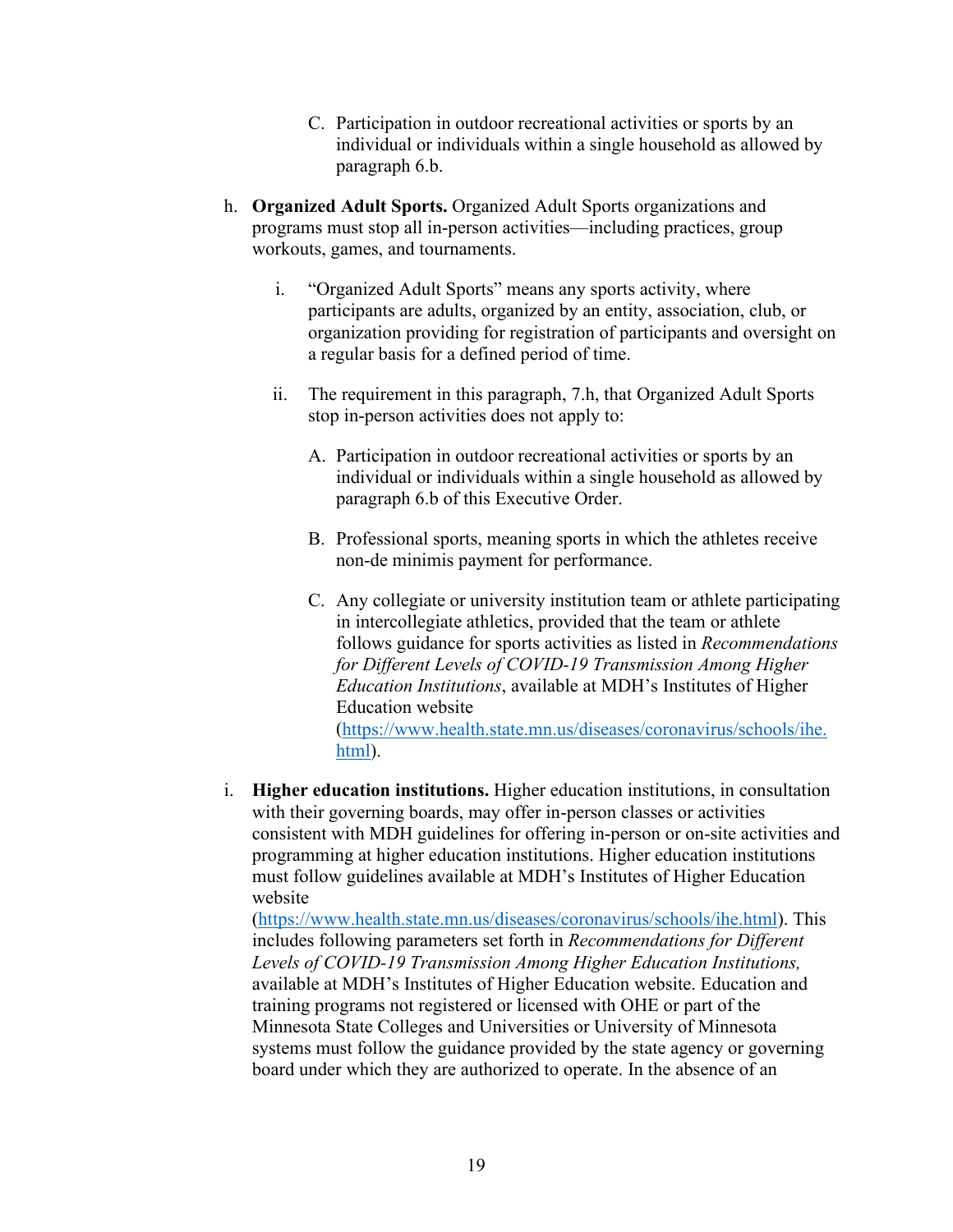C. Participation in outdoor recreational activities or sports by an individual or individuals within a single household as allowed by paragraph 6.b.

h. **Organized Adult Sports.** Organized Adult Sports organizations and programs must stop all in-person activities—including practices, group workouts, games, and tournaments.

   i. "Organized Adult Sports" means any sports activity, where participants are adults, organized by an entity, association, club, or organization providing for registration of participants and oversight on a regular basis for a defined period of time.

   ii. The requirement in this paragraph, 7.h, that Organized Adult Sports stop in-person activities does not apply to:

      A. Participation in outdoor recreational activities or sports by an individual or individuals within a single household as allowed by paragraph 6.b of this Executive Order.

      B. Professional sports, meaning sports in which the athletes receive non-de minimis payment for performance.

      C. Any collegiate or university institution team or athlete participating in intercollegiate athletics, provided that the team or athlete follows guidance for sports activities as listed in *Recommendations for Different Levels of COVID-19 Transmission Among Higher Education Institutions*, available at MDH's Institutes of Higher Education website (https://www.health.state.mn.us/diseases/coronavirus/schools/ihe.html).

i. **Higher education institutions.** Higher education institutions, in consultation with their governing boards, may offer in-person classes or activities consistent with MDH guidelines for offering in-person or on-site activities and programming at higher education institutions. Higher education institutions must follow guidelines available at MDH's Institutes of Higher Education website (https://www.health.state.mn.us/diseases/coronavirus/schools/ihe.html). This includes following parameters set forth in *Recommendations for Different Levels of COVID-19 Transmission Among Higher Education Institutions,* available at MDH's Institutes of Higher Education website. Education and training programs not registered or licensed with OHE or part of the Minnesota State Colleges and Universities or University of Minnesota systems must follow the guidance provided by the state agency or governing board under which they are authorized to operate. In the absence of an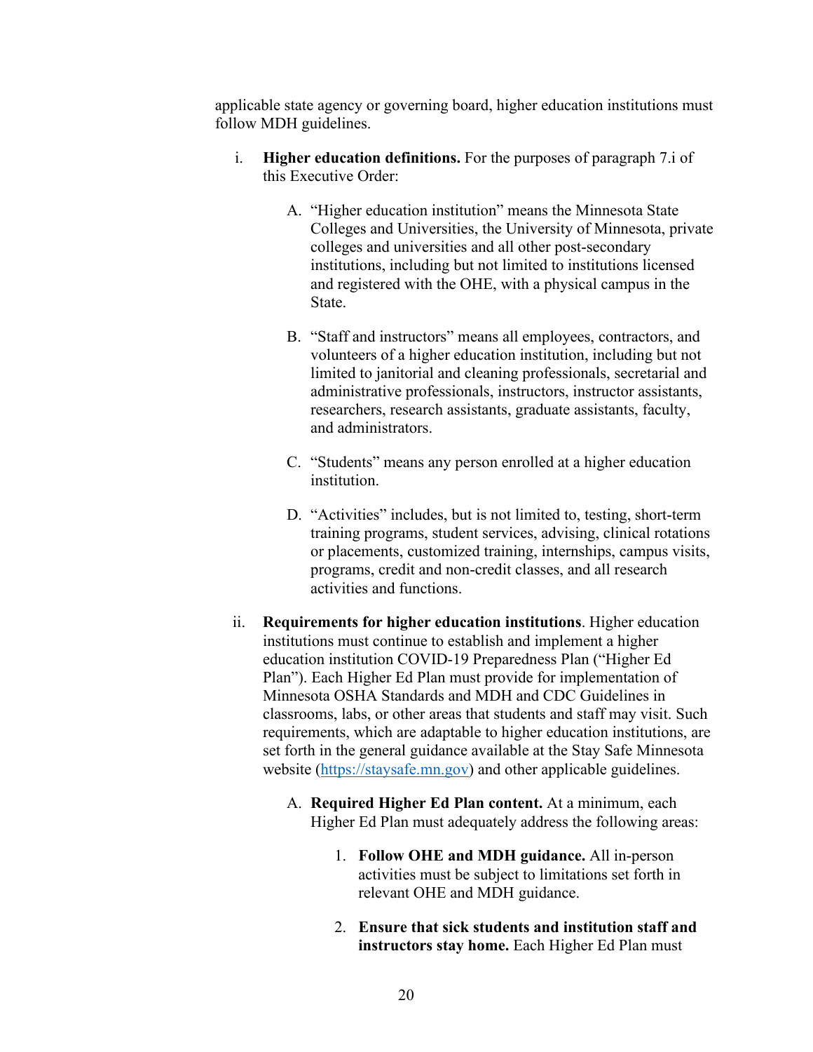applicable state agency or governing board, higher education institutions must follow MDH guidelines.

i. **Higher education definitions.** For the purposes of paragraph 7.i of this Executive Order:

   A. "Higher education institution" means the Minnesota State Colleges and Universities, the University of Minnesota, private colleges and universities and all other post-secondary institutions, including but not limited to institutions licensed and registered with the OHE, with a physical campus in the State.

   B. "Staff and instructors" means all employees, contractors, and volunteers of a higher education institution, including but not limited to janitorial and cleaning professionals, secretarial and administrative professionals, instructors, instructor assistants, researchers, research assistants, graduate assistants, faculty, and administrators.

   C. "Students" means any person enrolled at a higher education institution.

   D. "Activities" includes, but is not limited to, testing, short-term training programs, student services, advising, clinical rotations or placements, customized training, internships, campus visits, programs, credit and non-credit classes, and all research activities and functions.

ii. **Requirements for higher education institutions**. Higher education institutions must continue to establish and implement a higher education institution COVID-19 Preparedness Plan ("Higher Ed Plan"). Each Higher Ed Plan must provide for implementation of Minnesota OSHA Standards and MDH and CDC Guidelines in classrooms, labs, or other areas that students and staff may visit. Such requirements, which are adaptable to higher education institutions, are set forth in the general guidance available at the Stay Safe Minnesota website (https://staysafe.mn.gov) and other applicable guidelines.

   A. **Required Higher Ed Plan content.** At a minimum, each Higher Ed Plan must adequately address the following areas:

      1. **Follow OHE and MDH guidance.** All in-person activities must be subject to limitations set forth in relevant OHE and MDH guidance.

      2. **Ensure that sick students and institution staff and instructors stay home.** Each Higher Ed Plan must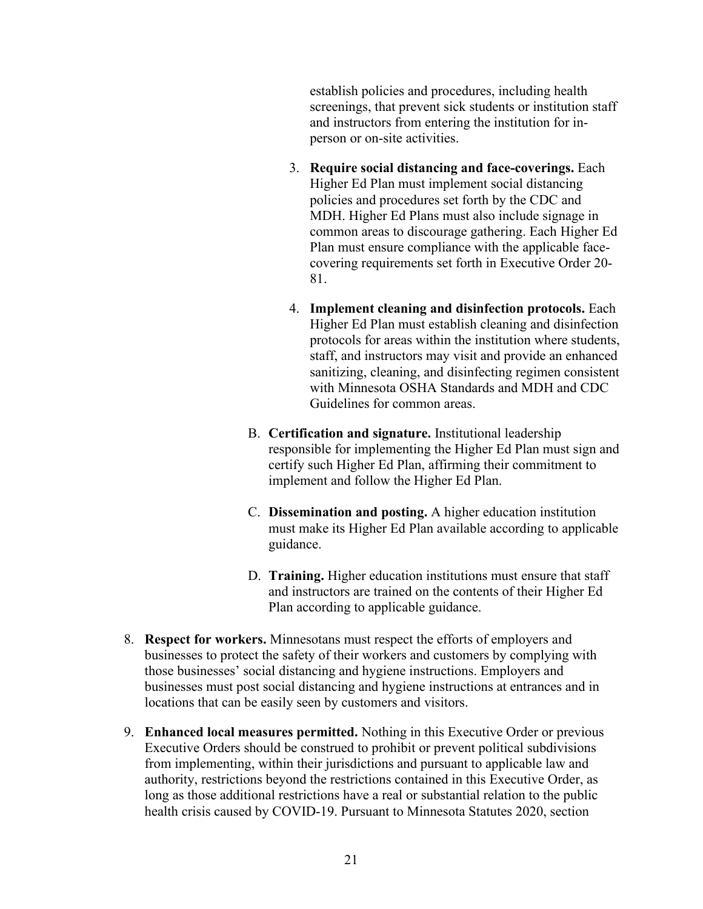establish policies and procedures, including health screenings, that prevent sick students or institution staff and instructors from entering the institution for in-person or on-site activities.

3. **Require social distancing and face-coverings.** Each Higher Ed Plan must implement social distancing policies and procedures set forth by the CDC and MDH. Higher Ed Plans must also include signage in common areas to discourage gathering. Each Higher Ed Plan must ensure compliance with the applicable face-covering requirements set forth in Executive Order 20-81.

4. **Implement cleaning and disinfection protocols.** Each Higher Ed Plan must establish cleaning and disinfection protocols for areas within the institution where students, staff, and instructors may visit and provide an enhanced sanitizing, cleaning, and disinfecting regimen consistent with Minnesota OSHA Standards and MDH and CDC Guidelines for common areas.

B. **Certification and signature.** Institutional leadership responsible for implementing the Higher Ed Plan must sign and certify such Higher Ed Plan, affirming their commitment to implement and follow the Higher Ed Plan.

C. **Dissemination and posting.** A higher education institution must make its Higher Ed Plan available according to applicable guidance.

D. **Training.** Higher education institutions must ensure that staff and instructors are trained on the contents of their Higher Ed Plan according to applicable guidance.

8. **Respect for workers.** Minnesotans must respect the efforts of employers and businesses to protect the safety of their workers and customers by complying with those businesses' social distancing and hygiene instructions. Employers and businesses must post social distancing and hygiene instructions at entrances and in locations that can be easily seen by customers and visitors.

9. **Enhanced local measures permitted.** Nothing in this Executive Order or previous Executive Orders should be construed to prohibit or prevent political subdivisions from implementing, within their jurisdictions and pursuant to applicable law and authority, restrictions beyond the restrictions contained in this Executive Order, as long as those additional restrictions have a real or substantial relation to the public health crisis caused by COVID-19. Pursuant to Minnesota Statutes 2020, section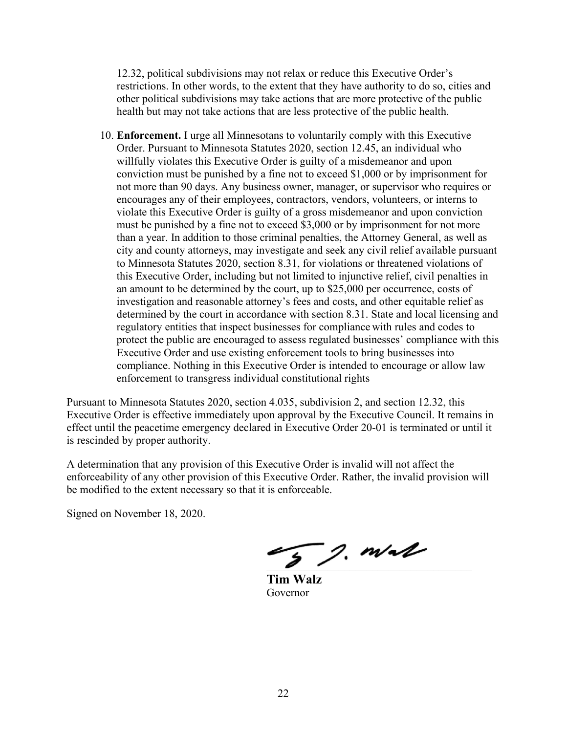12.32, political subdivisions may not relax or reduce this Executive Order's restrictions. In other words, to the extent that they have authority to do so, cities and other political subdivisions may take actions that are more protective of the public health but may not take actions that are less protective of the public health.

10. **Enforcement.** I urge all Minnesotans to voluntarily comply with this Executive Order. Pursuant to Minnesota Statutes 2020, section 12.45, an individual who willfully violates this Executive Order is guilty of a misdemeanor and upon conviction must be punished by a fine not to exceed $1,000 or by imprisonment for not more than 90 days. Any business owner, manager, or supervisor who requires or encourages any of their employees, contractors, vendors, volunteers, or interns to violate this Executive Order is guilty of a gross misdemeanor and upon conviction must be punished by a fine not to exceed $3,000 or by imprisonment for not more than a year. In addition to those criminal penalties, the Attorney General, as well as city and county attorneys, may investigate and seek any civil relief available pursuant to Minnesota Statutes 2020, section 8.31, for violations or threatened violations of this Executive Order, including but not limited to injunctive relief, civil penalties in an amount to be determined by the court, up to $25,000 per occurrence, costs of investigation and reasonable attorney's fees and costs, and other equitable relief as determined by the court in accordance with section 8.31. State and local licensing and regulatory entities that inspect businesses for compliance with rules and codes to protect the public are encouraged to assess regulated businesses' compliance with this Executive Order and use existing enforcement tools to bring businesses into compliance. Nothing in this Executive Order is intended to encourage or allow law enforcement to transgress individual constitutional rights

Pursuant to Minnesota Statutes 2020, section 4.035, subdivision 2, and section 12.32, this Executive Order is effective immediately upon approval by the Executive Council. It remains in effect until the peacetime emergency declared in Executive Order 20-01 is terminated or until it is rescinded by proper authority.

A determination that any provision of this Executive Order is invalid will not affect the enforceability of any other provision of this Executive Order. Rather, the invalid provision will be modified to the extent necessary so that it is enforceable.

Signed on November 18, 2020.

**Tim Walz**
Governor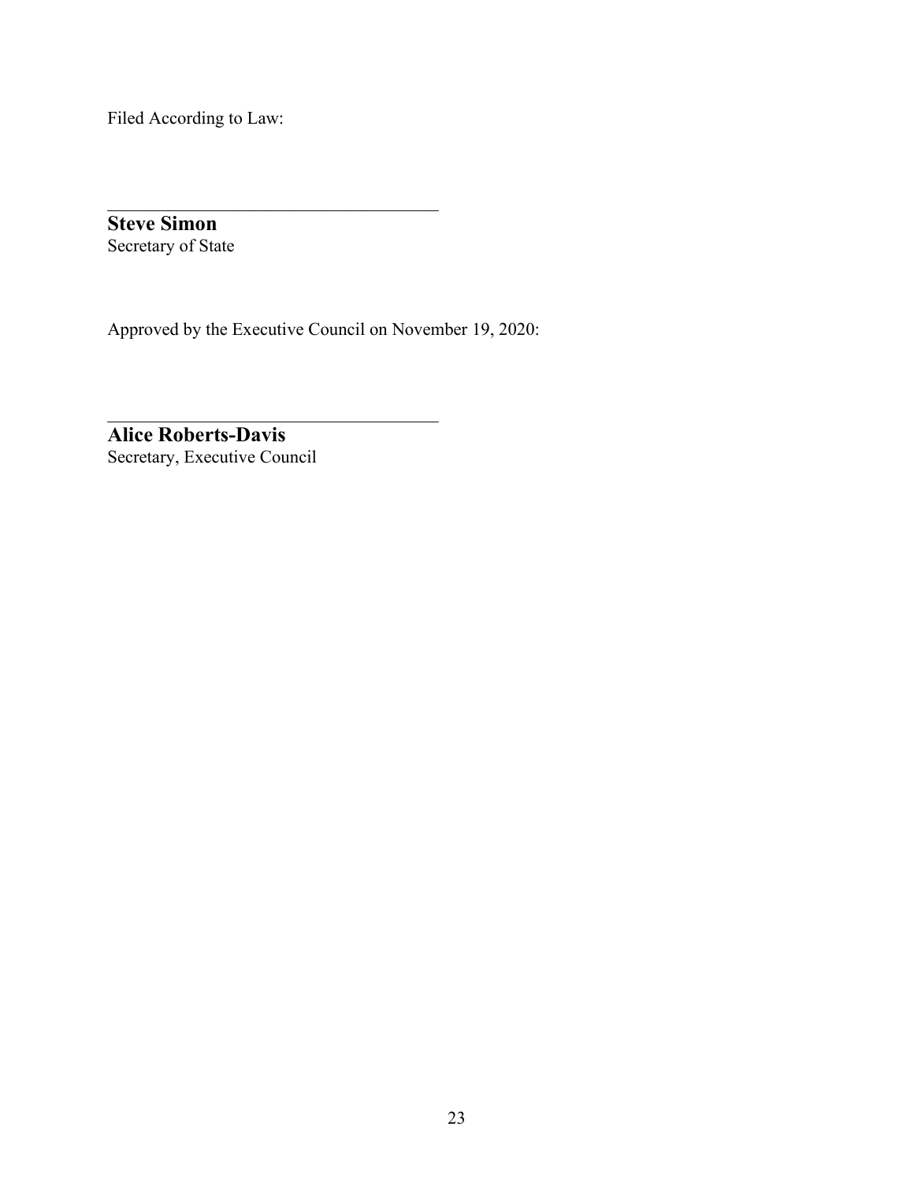Filed According to Law:

\_\_\_\_\_\_\_\_\_\_\_\_\_\_\_\_\_\_\_\_\_\_\_\_\_\_\_\_\_\_\_\_\_\_\_\_\_\_

**Steve Simon**
Secretary of State

Approved by the Executive Council on November 19, 2020:

\_\_\_\_\_\_\_\_\_\_\_\_\_\_\_\_\_\_\_\_\_\_\_\_\_\_\_\_\_\_\_\_\_\_\_\_\_\_

**Alice Roberts-Davis**
Secretary, Executive Council